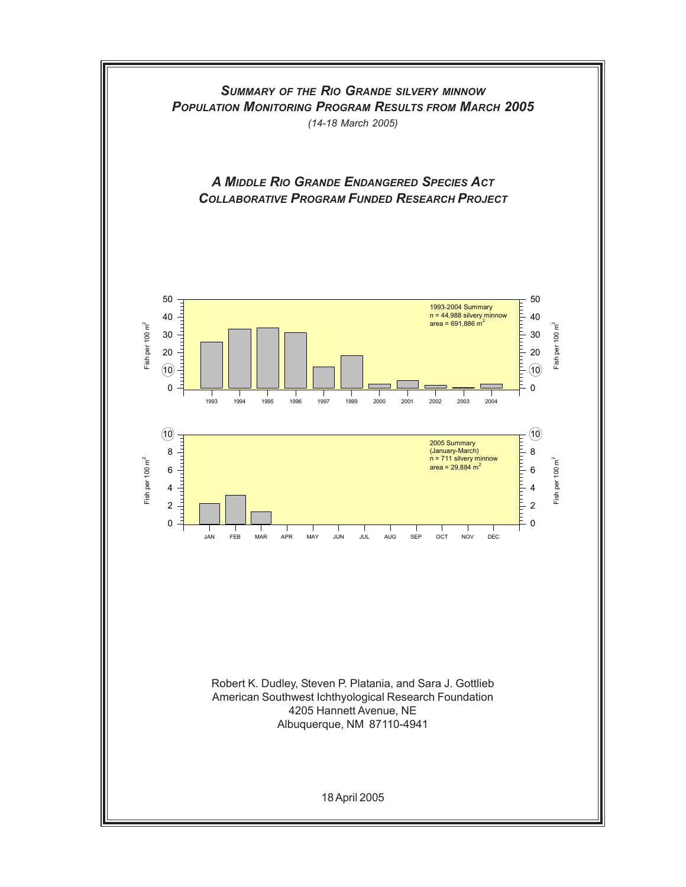# *Summary of the Rio Grande silvery minnow Population Monitoring Program Results from March 2005*

*(14-18 March 2005)*

## *A Middle Rio Grande Endangered Species Act Collaborative Program Funded Research Project*

Fish per 100 m$^2$

50
40
30
20
10
0

1993 1994 1995 1996 1997 1999 2000 2001 2002 2003 2004

1993-2004 Summary
n = 44,988 silvery minnow
area = 691,886 m$^2$

Fish per 100 m$^2$

10
8
6
4
2
0

JAN FEB MAR APR MAY JUN JUL AUG SEP OCT NOV DEC

2005 Summary
(January-March)
n = 711 silvery minnow
area = 29,884 m$^2$

Robert K. Dudley, Steven P. Platania, and Sara J. Gottlieb
American Southwest Ichthyological Research Foundation
4205 Hannett Avenue, NE
Albuquerque, NM 87110-4941

18 April 2005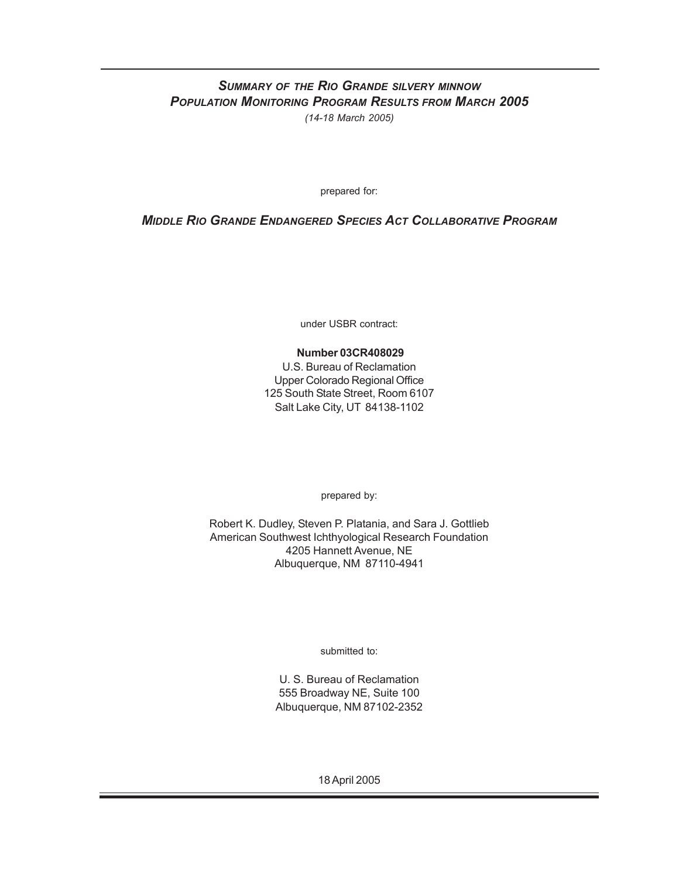# *Summary of the Rio Grande silvery minnow Population Monitoring Program Results from March 2005*

*(14-18 March 2005)*

prepared for:

## *Middle Rio Grande Endangered Species Act Collaborative Program*

under USBR contract:

**Number 03CR408029**
U.S. Bureau of Reclamation
Upper Colorado Regional Office
125 South State Street, Room 6107
Salt Lake City, UT 84138-1102

prepared by:

Robert K. Dudley, Steven P. Platania, and Sara J. Gottlieb
American Southwest Ichthyological Research Foundation
4205 Hannett Avenue, NE
Albuquerque, NM 87110-4941

submitted to:

U. S. Bureau of Reclamation
555 Broadway NE, Suite 100
Albuquerque, NM 87102-2352

18 April 2005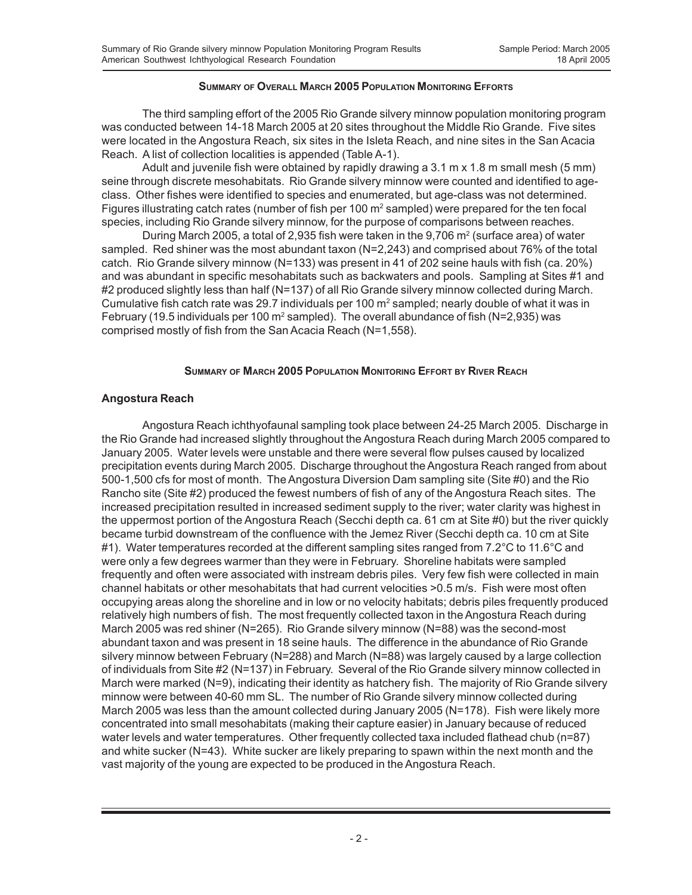## Summary of Overall March 2005 Population Monitoring Efforts

The third sampling effort of the 2005 Rio Grande silvery minnow population monitoring program was conducted between 14-18 March 2005 at 20 sites throughout the Middle Rio Grande. Five sites were located in the Angostura Reach, six sites in the Isleta Reach, and nine sites in the San Acacia Reach. A list of collection localities is appended (Table A-1).

Adult and juvenile fish were obtained by rapidly drawing a 3.1 m x 1.8 m small mesh (5 mm) seine through discrete mesohabitats. Rio Grande silvery minnow were counted and identified to age-class. Other fishes were identified to species and enumerated, but age-class was not determined. Figures illustrating catch rates (number of fish per 100 m$^2$ sampled) were prepared for the ten focal species, including Rio Grande silvery minnow, for the purpose of comparisons between reaches.

During March 2005, a total of 2,935 fish were taken in the 9,706 m$^2$ (surface area) of water sampled. Red shiner was the most abundant taxon (N=2,243) and comprised about 76% of the total catch. Rio Grande silvery minnow (N=133) was present in 41 of 202 seine hauls with fish (ca. 20%) and was abundant in specific mesohabitats such as backwaters and pools. Sampling at Sites #1 and #2 produced slightly less than half (N=137) of all Rio Grande silvery minnow collected during March. Cumulative fish catch rate was 29.7 individuals per 100 m$^2$ sampled; nearly double of what it was in February (19.5 individuals per 100 m$^2$ sampled). The overall abundance of fish (N=2,935) was comprised mostly of fish from the San Acacia Reach (N=1,558).

## Summary of March 2005 Population Monitoring Effort by River Reach

### Angostura Reach

Angostura Reach ichthyofaunal sampling took place between 24-25 March 2005. Discharge in the Rio Grande had increased slightly throughout the Angostura Reach during March 2005 compared to January 2005. Water levels were unstable and there were several flow pulses caused by localized precipitation events during March 2005. Discharge throughout the Angostura Reach ranged from about 500-1,500 cfs for most of month. The Angostura Diversion Dam sampling site (Site #0) and the Rio Rancho site (Site #2) produced the fewest numbers of fish of any of the Angostura Reach sites. The increased precipitation resulted in increased sediment supply to the river; water clarity was highest in the uppermost portion of the Angostura Reach (Secchi depth ca. 61 cm at Site #0) but the river quickly became turbid downstream of the confluence with the Jemez River (Secchi depth ca. 10 cm at Site #1). Water temperatures recorded at the different sampling sites ranged from 7.2°C to 11.6°C and were only a few degrees warmer than they were in February. Shoreline habitats were sampled frequently and often were associated with instream debris piles. Very few fish were collected in main channel habitats or other mesohabitats that had current velocities >0.5 m/s. Fish were most often occupying areas along the shoreline and in low or no velocity habitats; debris piles frequently produced relatively high numbers of fish. The most frequently collected taxon in the Angostura Reach during March 2005 was red shiner (N=265). Rio Grande silvery minnow (N=88) was the second-most abundant taxon and was present in 18 seine hauls. The difference in the abundance of Rio Grande silvery minnow between February (N=288) and March (N=88) was largely caused by a large collection of individuals from Site #2 (N=137) in February. Several of the Rio Grande silvery minnow collected in March were marked (N=9), indicating their identity as hatchery fish. The majority of Rio Grande silvery minnow were between 40-60 mm SL. The number of Rio Grande silvery minnow collected during March 2005 was less than the amount collected during January 2005 (N=178). Fish were likely more concentrated into small mesohabitats (making their capture easier) in January because of reduced water levels and water temperatures. Other frequently collected taxa included flathead chub (n=87) and white sucker (N=43). White sucker are likely preparing to spawn within the next month and the vast majority of the young are expected to be produced in the Angostura Reach.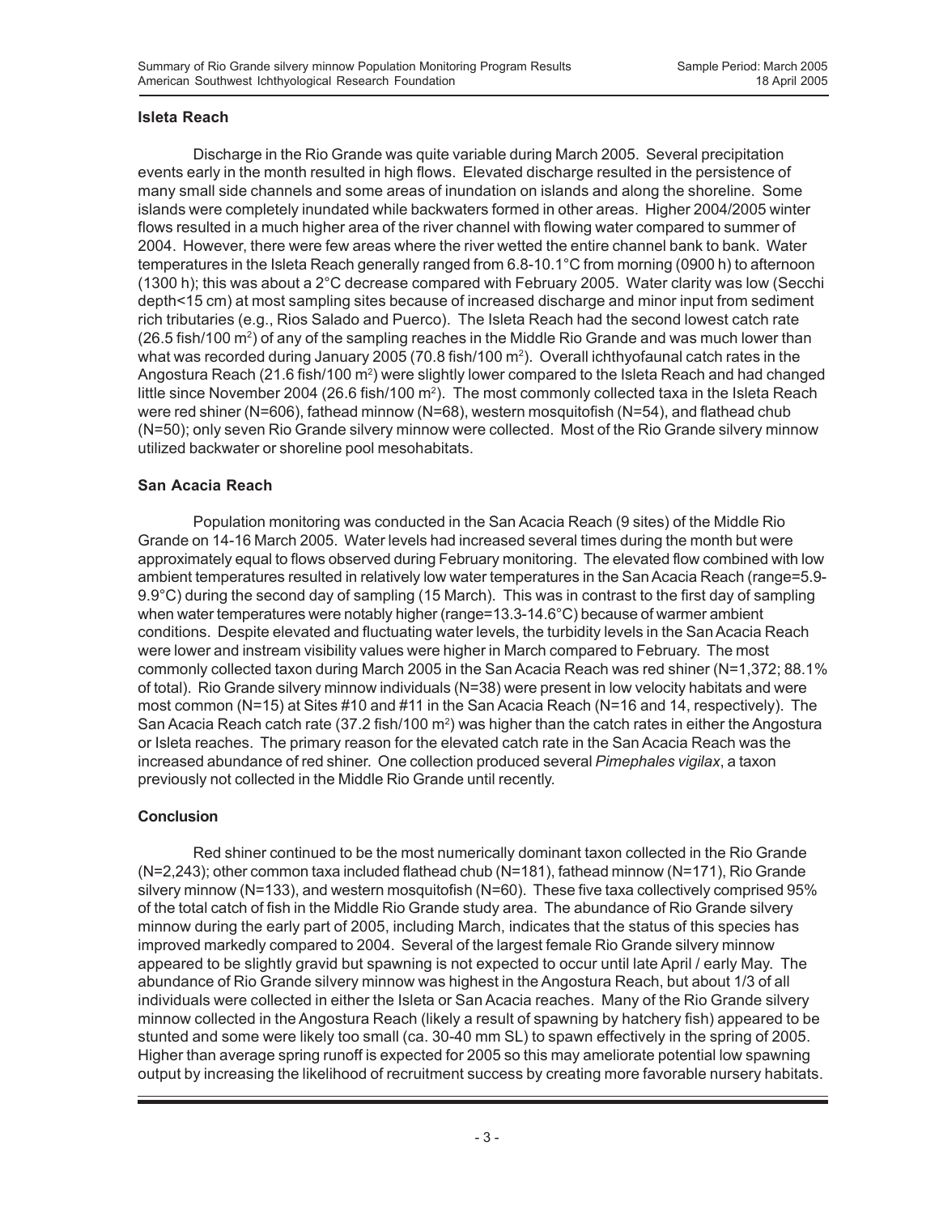### Isleta Reach

Discharge in the Rio Grande was quite variable during March 2005. Several precipitation events early in the month resulted in high flows. Elevated discharge resulted in the persistence of many small side channels and some areas of inundation on islands and along the shoreline. Some islands were completely inundated while backwaters formed in other areas. Higher 2004/2005 winter flows resulted in a much higher area of the river channel with flowing water compared to summer of 2004. However, there were few areas where the river wetted the entire channel bank to bank. Water temperatures in the Isleta Reach generally ranged from 6.8-10.1°C from morning (0900 h) to afternoon (1300 h); this was about a 2°C decrease compared with February 2005. Water clarity was low (Secchi depth<15 cm) at most sampling sites because of increased discharge and minor input from sediment rich tributaries (e.g., Rios Salado and Puerco). The Isleta Reach had the second lowest catch rate (26.5 fish/100 $m^2$) of any of the sampling reaches in the Middle Rio Grande and was much lower than what was recorded during January 2005 (70.8 fish/100 $m^2$). Overall ichthyofaunal catch rates in the Angostura Reach (21.6 fish/100 $m^2$) were slightly lower compared to the Isleta Reach and had changed little since November 2004 (26.6 fish/100 $m^2$). The most commonly collected taxa in the Isleta Reach were red shiner (N=606), fathead minnow (N=68), western mosquitofish (N=54), and flathead chub (N=50); only seven Rio Grande silvery minnow were collected. Most of the Rio Grande silvery minnow utilized backwater or shoreline pool mesohabitats.

### San Acacia Reach

Population monitoring was conducted in the San Acacia Reach (9 sites) of the Middle Rio Grande on 14-16 March 2005. Water levels had increased several times during the month but were approximately equal to flows observed during February monitoring. The elevated flow combined with low ambient temperatures resulted in relatively low water temperatures in the San Acacia Reach (range=5.9-9.9°C) during the second day of sampling (15 March). This was in contrast to the first day of sampling when water temperatures were notably higher (range=13.3-14.6°C) because of warmer ambient conditions. Despite elevated and fluctuating water levels, the turbidity levels in the San Acacia Reach were lower and instream visibility values were higher in March compared to February. The most commonly collected taxon during March 2005 in the San Acacia Reach was red shiner (N=1,372; 88.1% of total). Rio Grande silvery minnow individuals (N=38) were present in low velocity habitats and were most common (N=15) at Sites #10 and #11 in the San Acacia Reach (N=16 and 14, respectively). The San Acacia Reach catch rate (37.2 fish/100 $m^2$) was higher than the catch rates in either the Angostura or Isleta reaches. The primary reason for the elevated catch rate in the San Acacia Reach was the increased abundance of red shiner. One collection produced several *Pimephales vigilax*, a taxon previously not collected in the Middle Rio Grande until recently.

### Conclusion

Red shiner continued to be the most numerically dominant taxon collected in the Rio Grande (N=2,243); other common taxa included flathead chub (N=181), fathead minnow (N=171), Rio Grande silvery minnow (N=133), and western mosquitofish (N=60). These five taxa collectively comprised 95% of the total catch of fish in the Middle Rio Grande study area. The abundance of Rio Grande silvery minnow during the early part of 2005, including March, indicates that the status of this species has improved markedly compared to 2004. Several of the largest female Rio Grande silvery minnow appeared to be slightly gravid but spawning is not expected to occur until late April / early May. The abundance of Rio Grande silvery minnow was highest in the Angostura Reach, but about 1/3 of all individuals were collected in either the Isleta or San Acacia reaches. Many of the Rio Grande silvery minnow collected in the Angostura Reach (likely a result of spawning by hatchery fish) appeared to be stunted and some were likely too small (ca. 30-40 mm SL) to spawn effectively in the spring of 2005. Higher than average spring runoff is expected for 2005 so this may ameliorate potential low spawning output by increasing the likelihood of recruitment success by creating more favorable nursery habitats.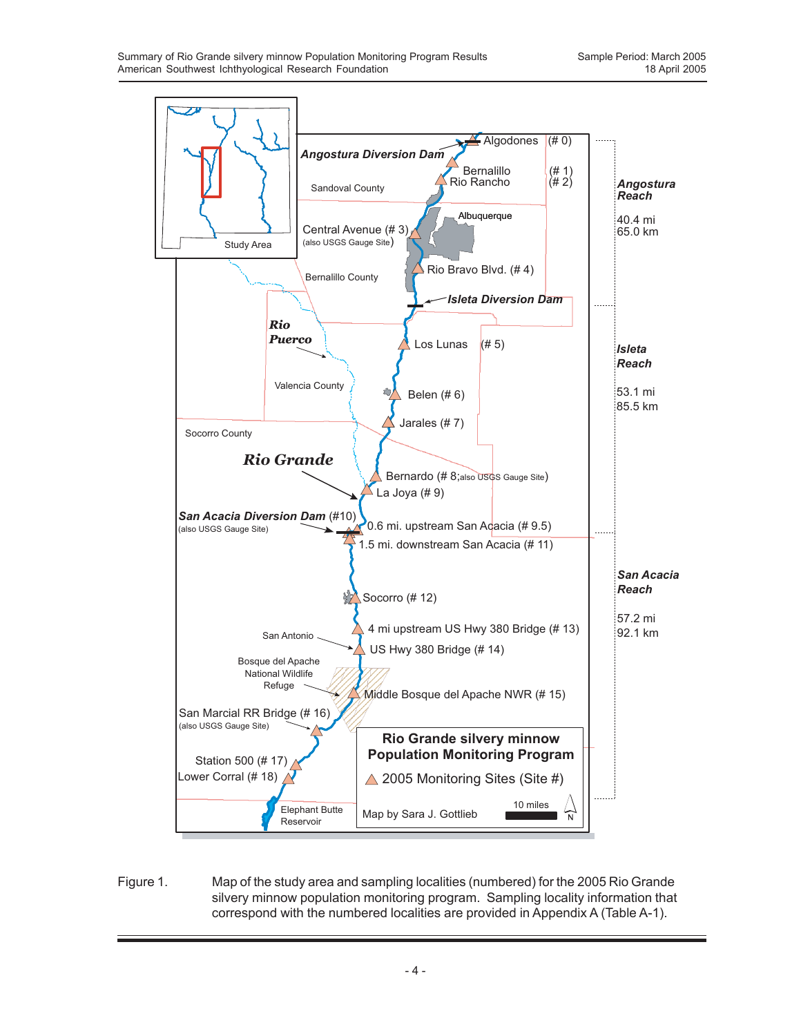Angostura Diversion Dam

Algodones (# 0)

Bernalillo (# 1)

Rio Rancho (# 2)

Sandoval County

Angostura Reach

40.4 mi
65.0 km

Albuquerque

Central Avenue (# 3)
(also USGS Gauge Site)

Rio Bravo Blvd. (# 4)

Bernalillo County

Isleta Diversion Dam

Rio Puerco

Los Lunas (# 5)

Isleta Reach

53.1 mi
85.5 km

Valencia County

Belen (# 6)

Jarales (# 7)

Socorro County

Rio Grande

Bernardo (# 8; also USGS Gauge Site)

La Joya (# 9)

San Acacia Diversion Dam (#10)
(also USGS Gauge Site)

0.6 mi. upstream San Acacia (# 9.5)

1.5 mi. downstream San Acacia (# 11)

San Acacia Reach

57.2 mi
92.1 km

Socorro (# 12)

4 mi upstream US Hwy 380 Bridge (# 13)

San Antonio

US Hwy 380 Bridge (# 14)

Bosque del Apache National Wildlife Refuge

Middle Bosque del Apache NWR (# 15)

San Marcial RR Bridge (# 16)
(also USGS Gauge Site)

Station 500 (# 17)

Lower Corral (# 18)

Elephant Butte Reservoir

Study Area

Rio Grande silvery minnow Population Monitoring Program

2005 Monitoring Sites (Site #)

Map by Sara J. Gottlieb

10 miles

N

Figure 1. Map of the study area and sampling localities (numbered) for the 2005 Rio Grande silvery minnow population monitoring program. Sampling locality information that correspond with the numbered localities are provided in Appendix A (Table A-1).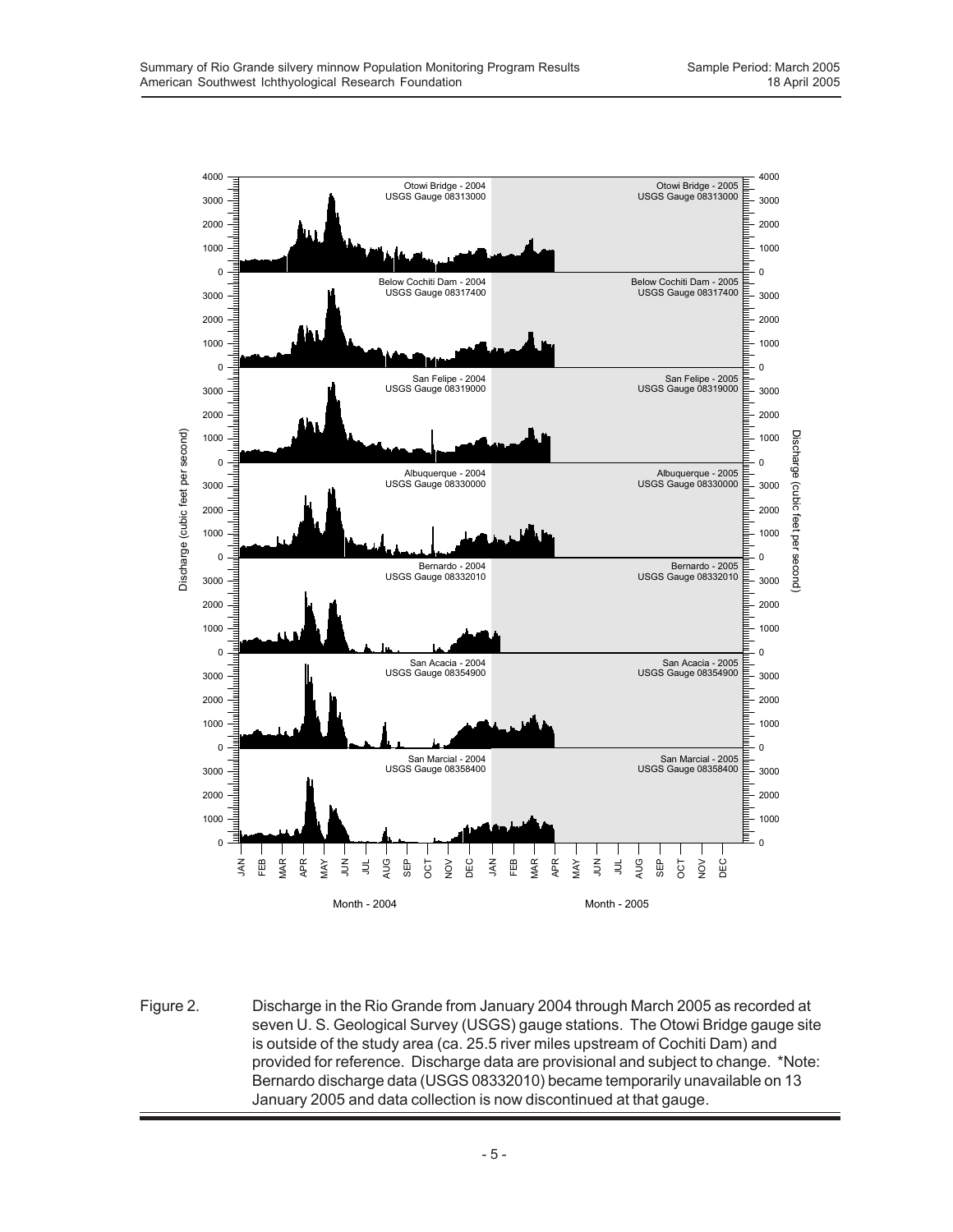Figure 2. Discharge in the Rio Grande from January 2004 through March 2005 as recorded at seven U. S. Geological Survey (USGS) gauge stations. The Otowi Bridge gauge site is outside of the study area (ca. 25.5 river miles upstream of Cochiti Dam) and provided for reference. Discharge data are provisional and subject to change. *Note: Bernardo discharge data (USGS 08332010) became temporarily unavailable on 13 January 2005 and data collection is now discontinued at that gauge.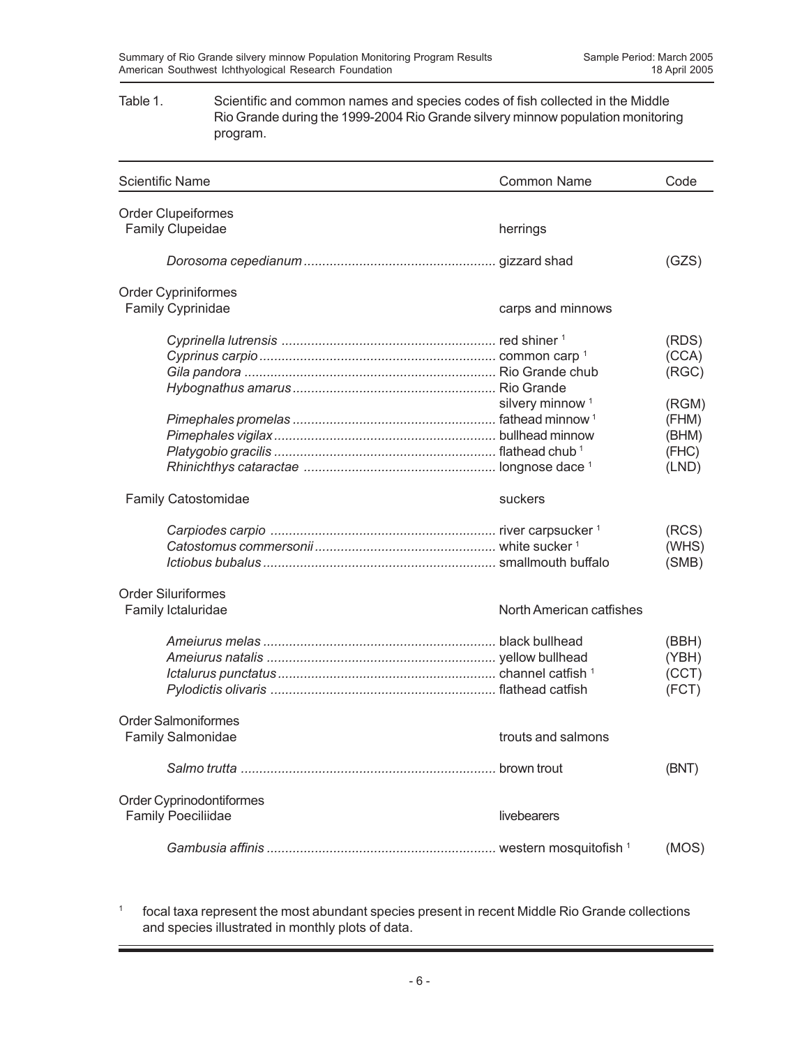Table 1. Scientific and common names and species codes of fish collected in the Middle Rio Grande during the 1999-2004 Rio Grande silvery minnow population monitoring program.

| Scientific Name | Common Name | Code |
|---|---|---|
| Order Clupeiformes | | |
| Family Clupeidae | herrings | |
| *Dorosoma cepedianum* | gizzard shad | (GZS) |
| Order Cypriniformes | | |
| Family Cyprinidae | carps and minnows | |
| *Cyprinella lutrensis* | red shiner [1] | (RDS) |
| *Cyprinus carpio* | common carp [1] | (CCA) |
| *Gila pandora* | Rio Grande chub | (RGC) |
| *Hybognathus amarus* | Rio Grande silvery minnow [1] | (RGM) |
| *Pimephales promelas* | fathead minnow [1] | (FHM) |
| *Pimephales vigilax* | bullhead minnow | (BHM) |
| *Platygobio gracilis* | flathead chub [1] | (FHC) |
| *Rhinichthys cataractae* | longnose dace [1] | (LND) |
| Family Catostomidae | suckers | |
| *Carpiodes carpio* | river carpsucker [1] | (RCS) |
| *Catostomus commersonii* | white sucker [1] | (WHS) |
| *Ictiobus bubalus* | smallmouth buffalo | (SMB) |
| Order Siluriformes | | |
| Family Ictaluridae | North American catfishes | |
| *Ameiurus melas* | black bullhead | (BBH) |
| *Ameiurus natalis* | yellow bullhead | (YBH) |
| *Ictalurus punctatus* | channel catfish [1] | (CCT) |
| *Pylodictis olivaris* | flathead catfish | (FCT) |
| Order Salmoniformes | | |
| Family Salmonidae | trouts and salmons | |
| *Salmo trutta* | brown trout | (BNT) |
| Order Cyprinodontiformes | | |
| Family Poeciliidae | livebearers | |
| *Gambusia affinis* | western mosquitofish [1] | (MOS) |

[1] focal taxa represent the most abundant species present in recent Middle Rio Grande collections and species illustrated in monthly plots of data.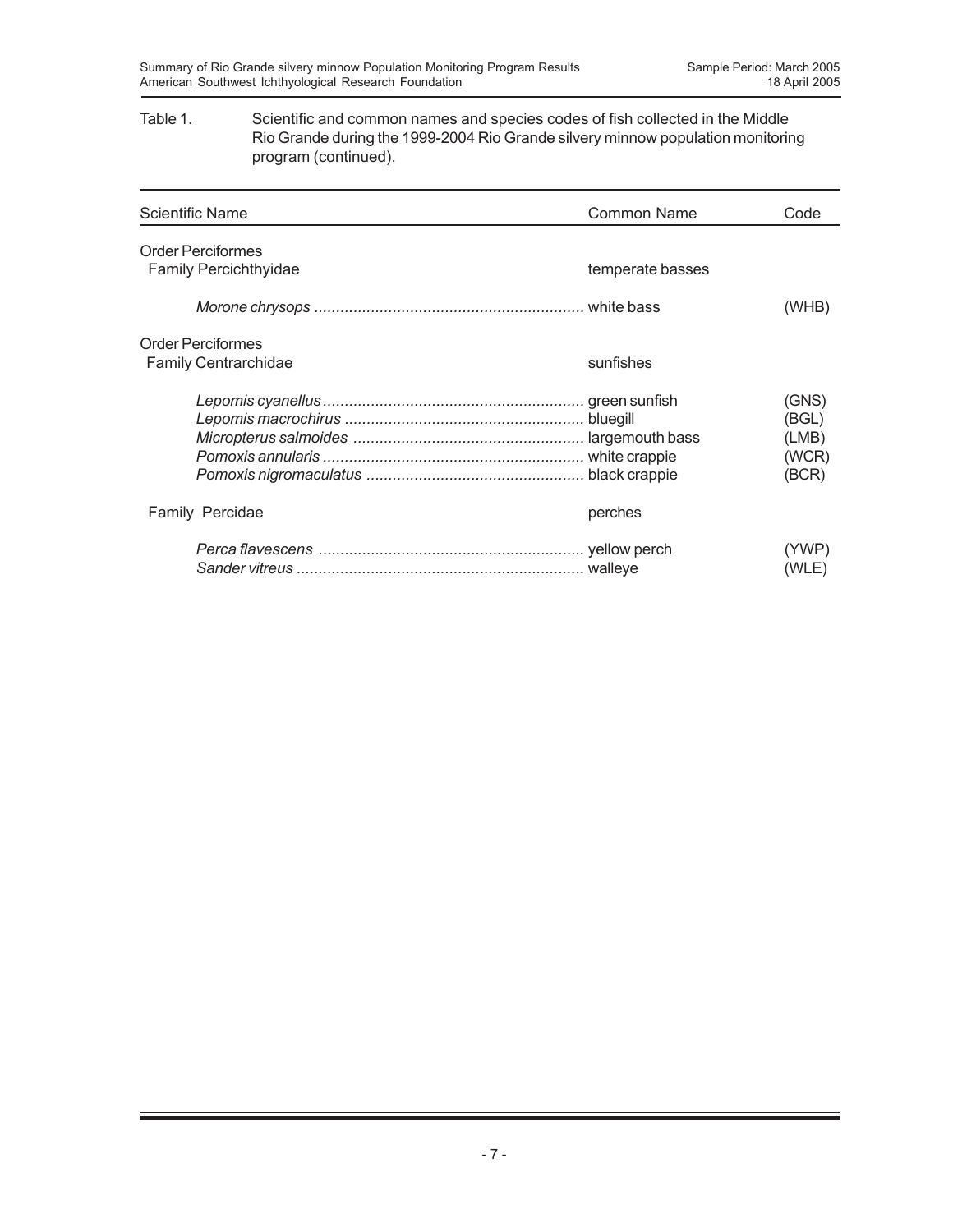Table 1. Scientific and common names and species codes of fish collected in the Middle Rio Grande during the 1999-2004 Rio Grande silvery minnow population monitoring program (continued).

| Scientific Name | Common Name | Code |
|---|---|---|
| Order Perciformes | | |
| Family Percichthyidae | temperate basses | |
| *Morone chrysops* | white bass | (WHB) |
| Order Perciformes | | |
| Family Centrarchidae | sunfishes | |
| *Lepomis cyanellus* | green sunfish | (GNS) |
| *Lepomis macrochirus* | bluegill | (BGL) |
| *Micropterus salmoides* | largemouth bass | (LMB) |
| *Pomoxis annularis* | white crappie | (WCR) |
| *Pomoxis nigromaculatus* | black crappie | (BCR) |
| Family Percidae | perches | |
| *Perca flavescens* | yellow perch | (YWP) |
| *Sander vitreus* | walleye | (WLE) |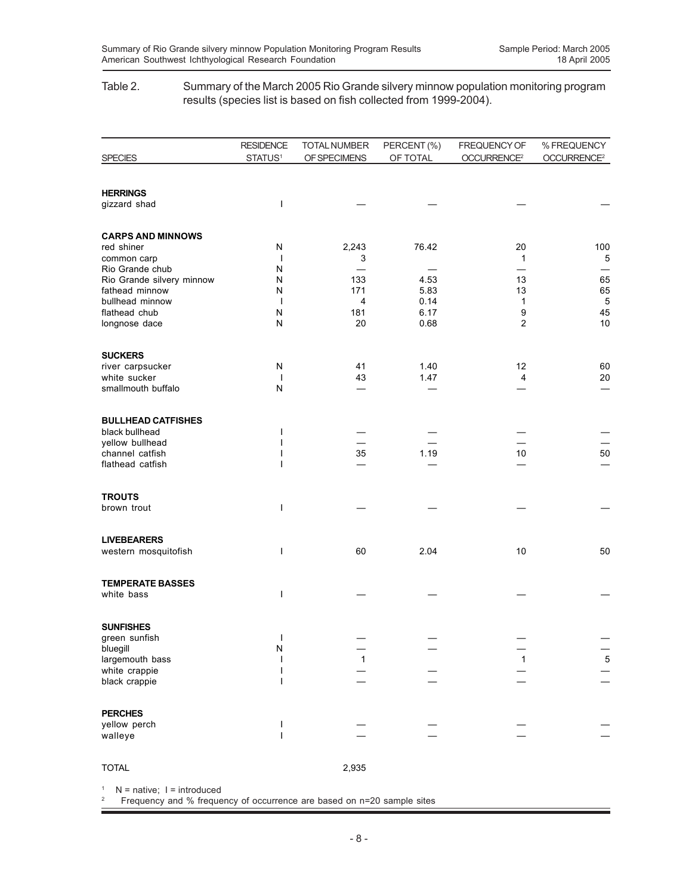Table 2. Summary of the March 2005 Rio Grande silvery minnow population monitoring program results (species list is based on fish collected from 1999-2004).

| SPECIES | RESIDENCE STATUS[1] | TOTAL NUMBER OF SPECIMENS | PERCENT (%) OF TOTAL | FREQUENCY OF OCCURRENCE[2] | % FREQUENCY OCCURRENCE[2] |
|---|---|---|---|---|---|
| **HERRINGS** | | | | | |
| gizzard shad | I | — | — | — | — |
| **CARPS AND MINNOWS** | | | | | |
| red shiner | N | 2,243 | 76.42 | 20 | 100 |
| common carp | I | 3 | | 1 | 5 |
| Rio Grande chub | N | — | — | — | — |
| Rio Grande silvery minnow | N | 133 | 4.53 | 13 | 65 |
| fathead minnow | N | 171 | 5.83 | 13 | 65 |
| bullhead minnow | I | 4 | 0.14 | 1 | 5 |
| flathead chub | N | 181 | 6.17 | 9 | 45 |
| longnose dace | N | 20 | 0.68 | 2 | 10 |
| **SUCKERS** | | | | | |
| river carpsucker | N | 41 | 1.40 | 12 | 60 |
| white sucker | I | 43 | 1.47 | 4 | 20 |
| smallmouth buffalo | N | — | — | — | — |
| **BULLHEAD CATFISHES** | | | | | |
| black bullhead | I | — | — | — | — |
| yellow bullhead | I | — | — | — | — |
| channel catfish | I | 35 | 1.19 | 10 | 50 |
| flathead catfish | I | — | — | — | — |
| **TROUTS** | | | | | |
| brown trout | I | — | — | — | — |
| **LIVEBEARERS** | | | | | |
| western mosquitofish | I | 60 | 2.04 | 10 | 50 |
| **TEMPERATE BASSES** | | | | | |
| white bass | I | — | — | — | — |
| **SUNFISHES** | | | | | |
| green sunfish | I | — | — | — | — |
| bluegill | N | — | — | — | — |
| largemouth bass | I | 1 | | 1 | 5 |
| white crappie | I | — | — | — | — |
| black crappie | I | — | — | — | — |
| **PERCHES** | | | | | |
| yellow perch | I | — | — | — | — |
| walleye | I | — | — | — | — |
| TOTAL | | 2,935 | | | |

[1] N = native; I = introduced

[2] Frequency and % frequency of occurrence are based on n=20 sample sites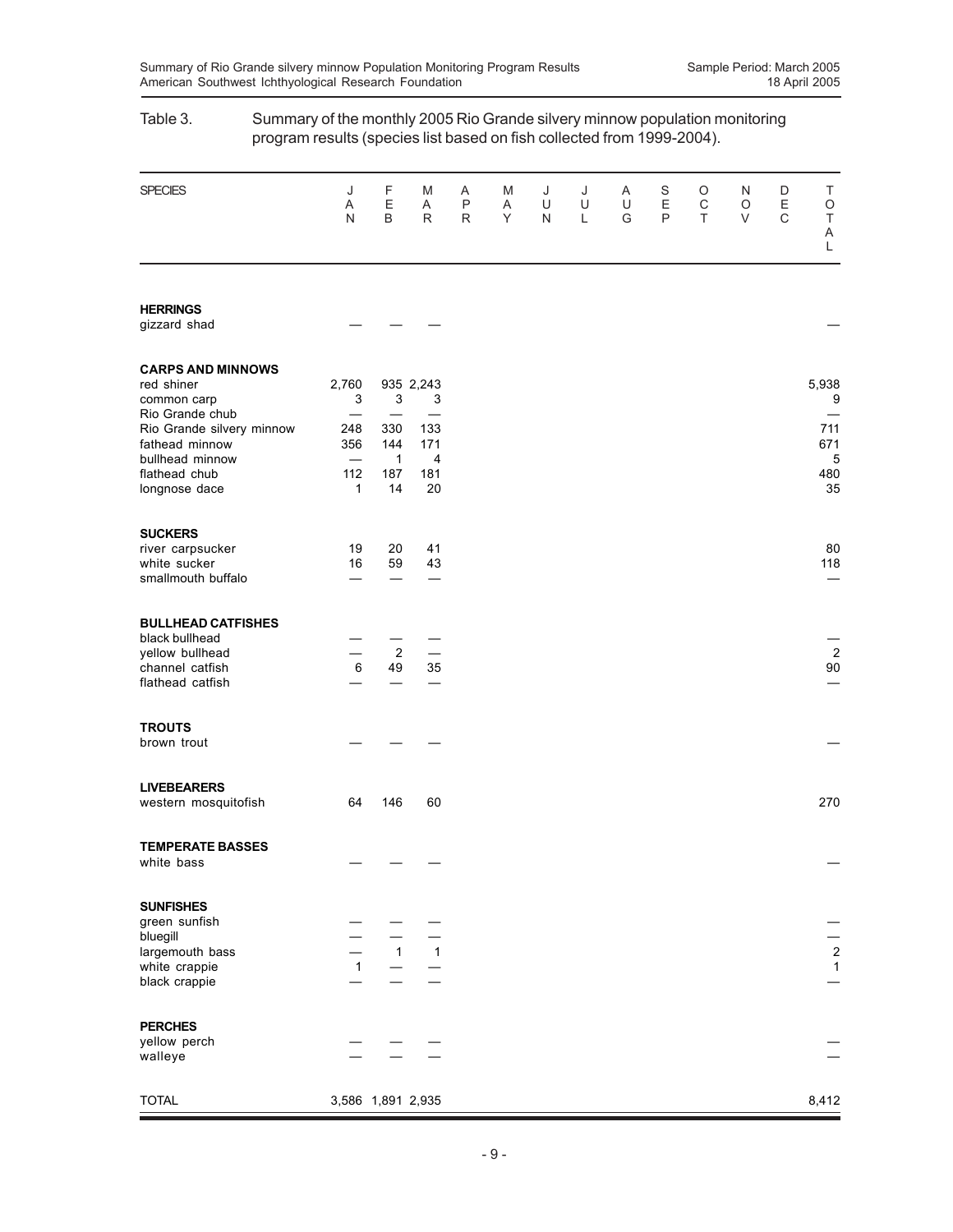Table 3. Summary of the monthly 2005 Rio Grande silvery minnow population monitoring program results (species list based on fish collected from 1999-2004).

| SPECIES | JAN | FEB | MAR | APR | MAY | JUN | JUL | AUG | SEP | OCT | NOV | DEC | TOTAL |
|---|---|---|---|---|---|---|---|---|---|---|---|---|---|
| **HERRINGS** | | | | | | | | | | | | | |
| gizzard shad | — | — | — | | | | | | | | | | — |
| **CARPS AND MINNOWS** | | | | | | | | | | | | | |
| red shiner | 2,760 | 935 | 2,243 | | | | | | | | | | 5,938 |
| common carp | 3 | 3 | 3 | | | | | | | | | | 9 |
| Rio Grande chub | — | — | — | | | | | | | | | | — |
| Rio Grande silvery minnow | 248 | 330 | 133 | | | | | | | | | | 711 |
| fathead minnow | 356 | 144 | 171 | | | | | | | | | | 671 |
| bullhead minnow | — | 1 | 4 | | | | | | | | | | 5 |
| flathead chub | 112 | 187 | 181 | | | | | | | | | | 480 |
| longnose dace | 1 | 14 | 20 | | | | | | | | | | 35 |
| **SUCKERS** | | | | | | | | | | | | | |
| river carpsucker | 19 | 20 | 41 | | | | | | | | | | 80 |
| white sucker | 16 | 59 | 43 | | | | | | | | | | 118 |
| smallmouth buffalo | — | — | — | | | | | | | | | | — |
| **BULLHEAD CATFISHES** | | | | | | | | | | | | | |
| black bullhead | — | — | — | | | | | | | | | | — |
| yellow bullhead | — | 2 | — | | | | | | | | | | 2 |
| channel catfish | 6 | 49 | 35 | | | | | | | | | | 90 |
| flathead catfish | — | — | — | | | | | | | | | | — |
| **TROUTS** | | | | | | | | | | | | | |
| brown trout | — | — | — | | | | | | | | | | — |
| **LIVEBEARERS** | | | | | | | | | | | | | |
| western mosquitofish | 64 | 146 | 60 | | | | | | | | | | 270 |
| **TEMPERATE BASSES** | | | | | | | | | | | | | |
| white bass | — | — | — | | | | | | | | | | — |
| **SUNFISHES** | | | | | | | | | | | | | |
| green sunfish | — | — | — | | | | | | | | | | — |
| bluegill | — | — | — | | | | | | | | | | — |
| largemouth bass | — | 1 | 1 | | | | | | | | | | 2 |
| white crappie | 1 | — | — | | | | | | | | | | 1 |
| black crappie | — | — | — | | | | | | | | | | — |
| **PERCHES** | | | | | | | | | | | | | |
| yellow perch | — | — | — | | | | | | | | | | — |
| walleye | — | — | — | | | | | | | | | | — |
| TOTAL | 3,586 | 1,891 | 2,935 | | | | | | | | | | 8,412 |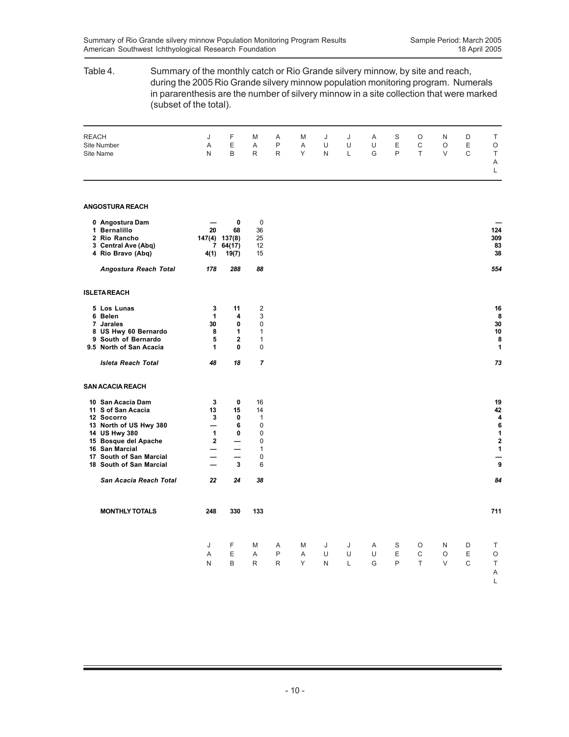Table 4. Summary of the monthly catch or Rio Grande silvery minnow, by site and reach, during the 2005 Rio Grande silvery minnow population monitoring program. Numerals in pararenthesis are the number of silvery minnow in a site collection that were marked (subset of the total).

| REACH<br>Site Number<br>Site Name | JAN | FEB | MAR | APR | MAY | JUN | JUL | AUG | SEP | OCT | NOV | DEC | TOTAL |
|---|---|---|---|---|---|---|---|---|---|---|---|---|---|
| **ANGOSTURA REACH** | | | | | | | | | | | | | |
| **0 Angostura Dam** | **—** | **0** | 0 | | | | | | | | | | **—** |
| **1 Bernalillo** | **20** | **68** | 36 | | | | | | | | | | **124** |
| **2 Rio Rancho** | **147(4)** | **137(8)** | 25 | | | | | | | | | | **309** |
| **3 Central Ave (Abq)** | **7** | **64(17)** | 12 | | | | | | | | | | **83** |
| **4 Rio Bravo (Abq)** | **4(1)** | **19(7)** | 15 | | | | | | | | | | **38** |
| ***Angostura Reach Total*** | ***178*** | ***288*** | ***88*** | | | | | | | | | | ***554*** |
| **ISLETA REACH** | | | | | | | | | | | | | |
| **5 Los Lunas** | **3** | **11** | 2 | | | | | | | | | | **16** |
| **6 Belen** | **1** | **4** | 3 | | | | | | | | | | **8** |
| **7 Jarales** | **30** | **0** | 0 | | | | | | | | | | **30** |
| **8 US Hwy 60 Bernardo** | **8** | **1** | 1 | | | | | | | | | | **10** |
| **9 South of Bernardo** | **5** | **2** | 1 | | | | | | | | | | **8** |
| **9.5 North of San Acacia** | **1** | **0** | 0 | | | | | | | | | | **1** |
| ***Isleta Reach Total*** | ***48*** | ***18*** | ***7*** | | | | | | | | | | ***73*** |
| **SAN ACACIA REACH** | | | | | | | | | | | | | |
| **10 San Acacia Dam** | **3** | **0** | 16 | | | | | | | | | | **19** |
| **11 S of San Acacia** | **13** | **15** | 14 | | | | | | | | | | **42** |
| **12 Socorro** | **3** | **0** | 1 | | | | | | | | | | **4** |
| **13 North of US Hwy 380** | **—** | **6** | 0 | | | | | | | | | | **6** |
| **14 US Hwy 380** | **1** | **0** | 0 | | | | | | | | | | **1** |
| **15 Bosque del Apache** | **2** | **—** | 0 | | | | | | | | | | **2** |
| **16 San Marcial** | **—** | **—** | 1 | | | | | | | | | | **1** |
| **17 South of San Marcial** | **—** | **—** | 0 | | | | | | | | | | **—** |
| **18 South of San Marcial** | **—** | **3** | 6 | | | | | | | | | | **9** |
| ***San Acacia Reach Total*** | ***22*** | ***24*** | ***38*** | | | | | | | | | | ***84*** |
| **MONTHLY TOTALS** | **248** | **330** | **133** | | | | | | | | | | **711** |
| | JAN | FEB | MAR | APR | MAY | JUN | JUL | AUG | SEP | OCT | NOV | DEC | TOTAL |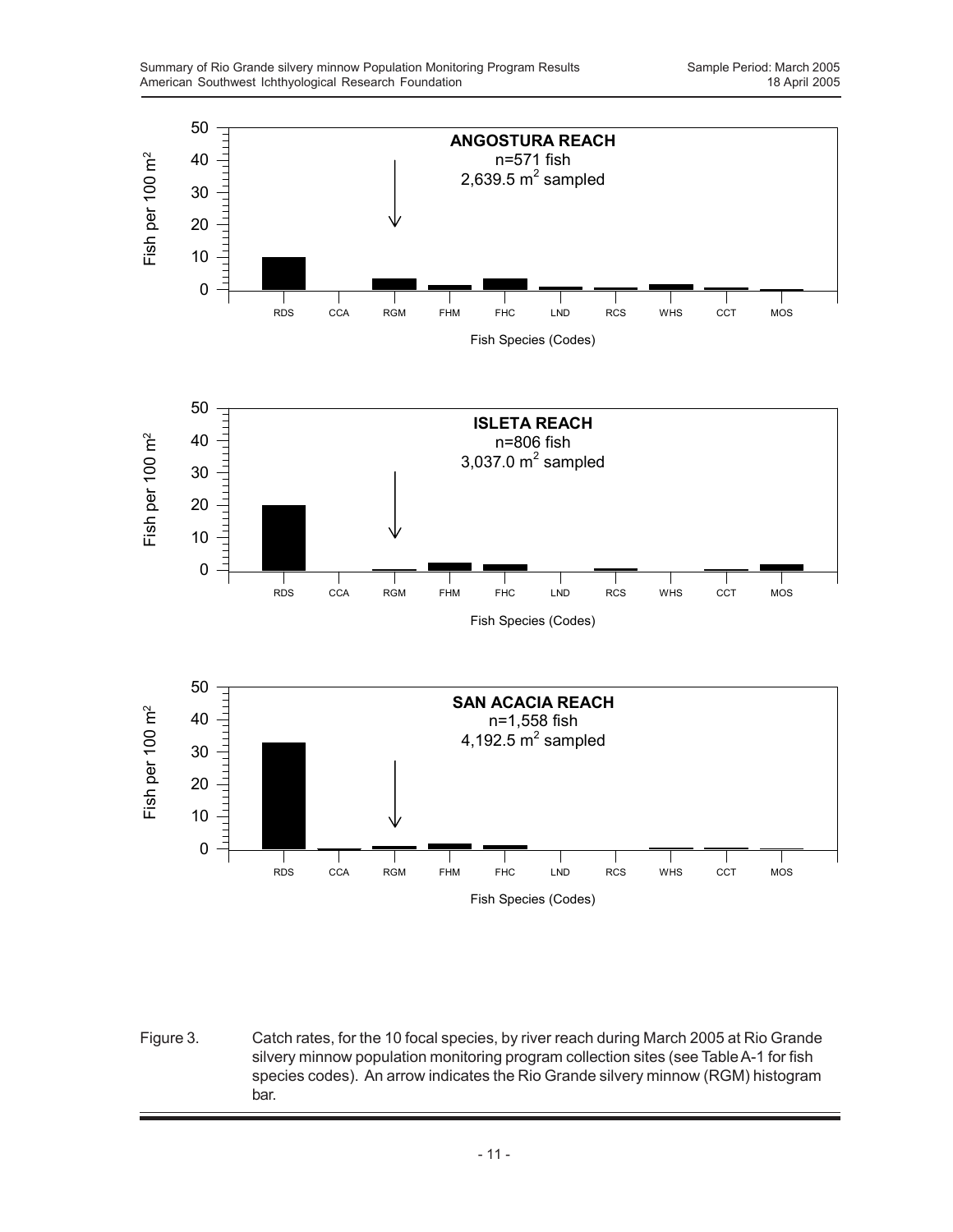**ANGOSTURA REACH**
n=571 fish
2,639.5 $m^2$ sampled

**ISLETA REACH**
n=806 fish
3,037.0 $m^2$ sampled

**SAN ACACIA REACH**
n=1,558 fish
4,192.5 $m^2$ sampled

Figure 3. Catch rates, for the 10 focal species, by river reach during March 2005 at Rio Grande silvery minnow population monitoring program collection sites (see Table A-1 for fish species codes). An arrow indicates the Rio Grande silvery minnow (RGM) histogram bar.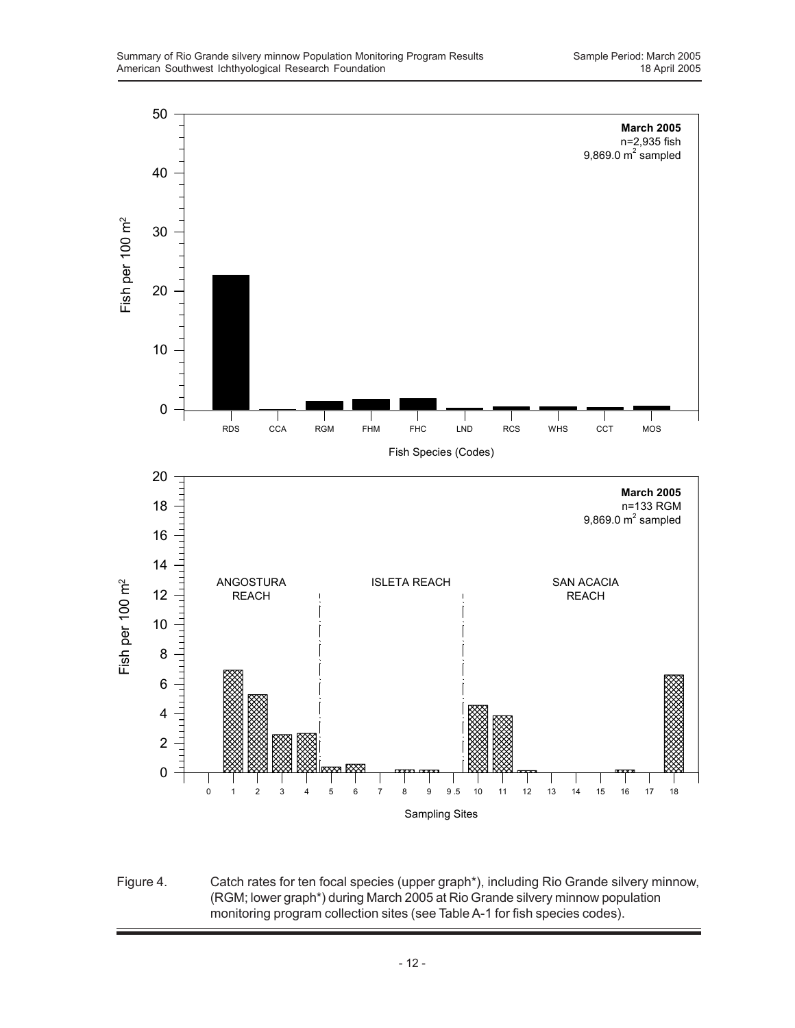50

40

30

20

10

0

Fish per 100 m²

**March 2005**
n=2,935 fish
9,869.0 m² sampled

RDS CCA RGM FHM FHC LND RCS WHS CCT MOS

Fish Species (Codes)

20

18

16

14

12

10

8

6

4

2

0

Fish per 100 m²

**March 2005**
n=133 RGM
9,869.0 m² sampled

ANGOSTURA REACH

ISLETA REACH

SAN ACACIA REACH

0 1 2 3 4 5 6 7 8 9 9.5 10 11 12 13 14 15 16 17 18

Sampling Sites

Figure 4. Catch rates for ten focal species (upper graph*), including Rio Grande silvery minnow, (RGM; lower graph*) during March 2005 at Rio Grande silvery minnow population monitoring program collection sites (see Table A-1 for fish species codes).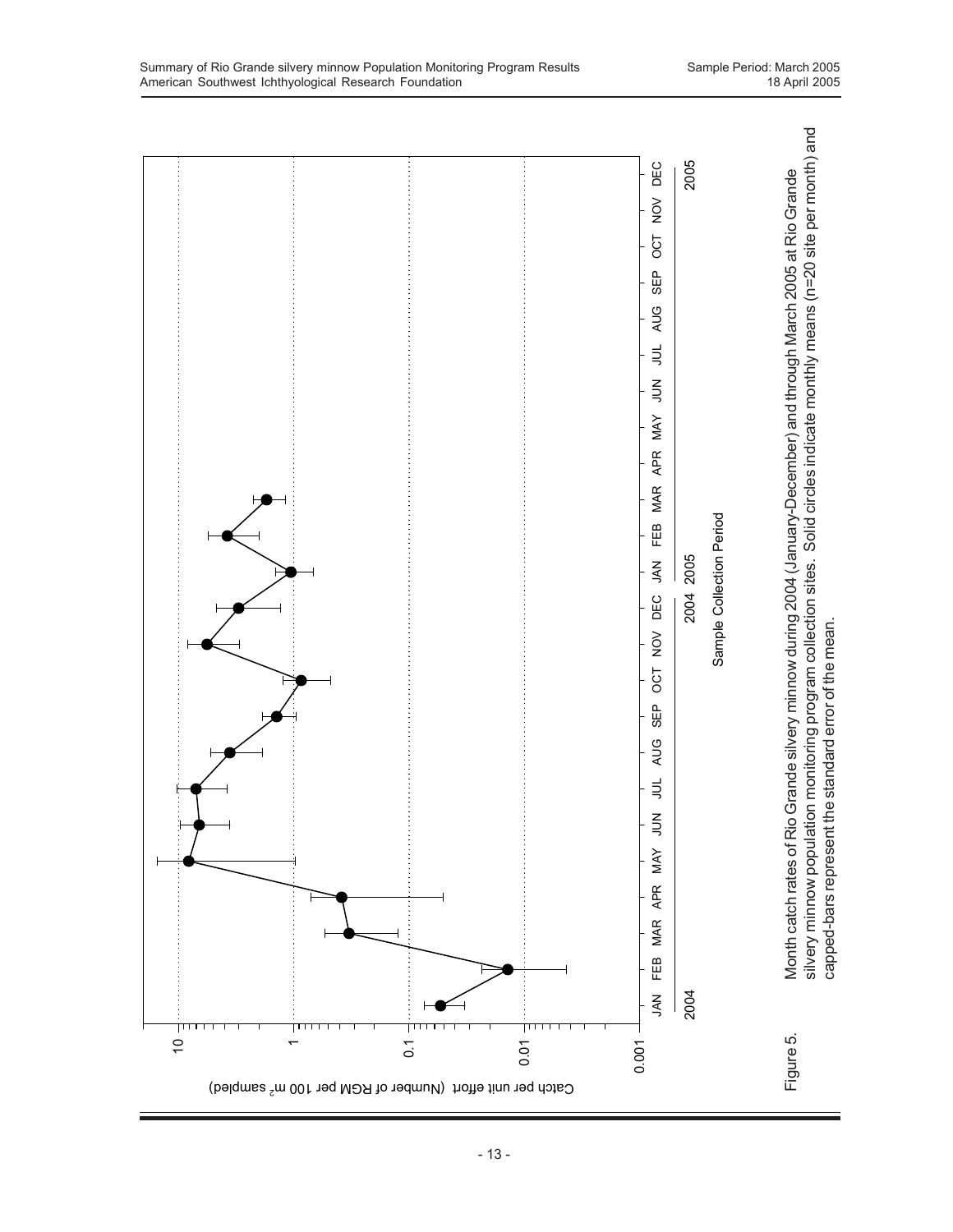Catch per unit effort (Number of RGM per 100 $m^2$ sampled)

10

1

0.1

0.01

0.001

JAN FEB MAR APR MAY JUN JUL AUG SEP OCT NOV DEC JAN FEB MAR APR MAY JUN JUL AUG SEP OCT NOV DEC

2004

2004 2005

2005

Sample Collection Period

Figure 5. Month catch rates of Rio Grande silvery minnow during 2004 (January-December) and through March 2005 at Rio Grande silvery minnow population monitoring program collection sites. Solid circles indicate monthly means (n=20 site per month) and capped-bars represent the standard error of the mean.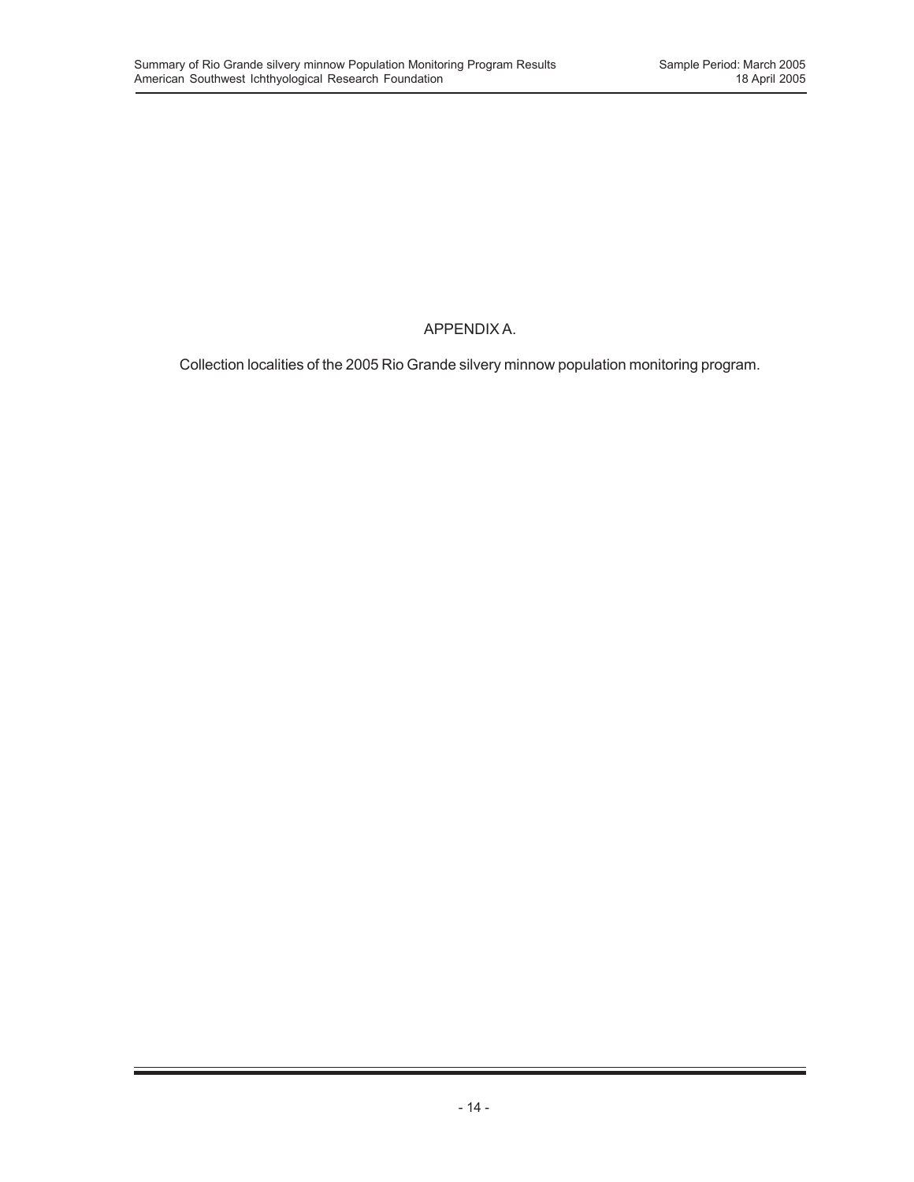# APPENDIX A.

Collection localities of the 2005 Rio Grande silvery minnow population monitoring program.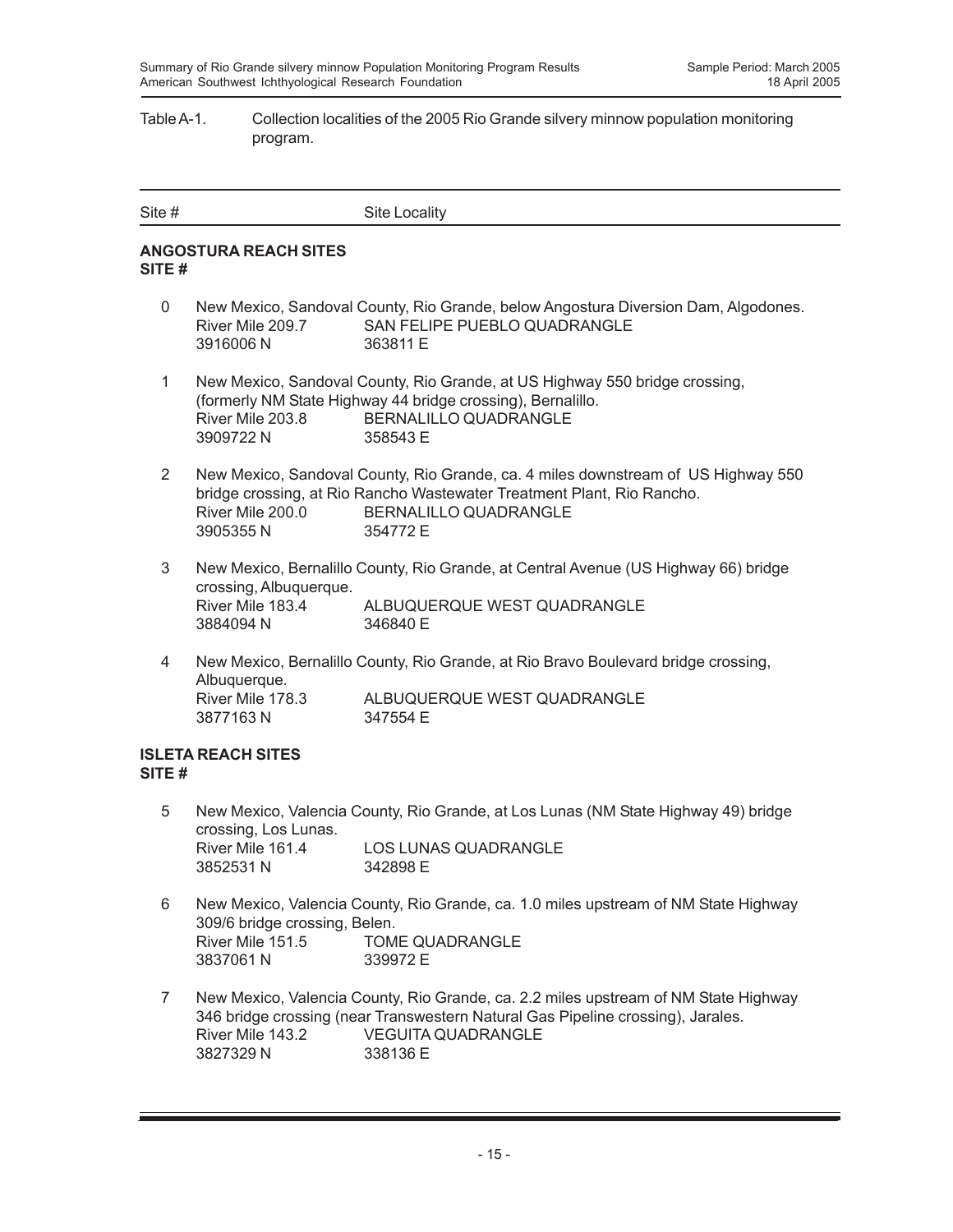Table A-1. Collection localities of the 2005 Rio Grande silvery minnow population monitoring program.

| Site # | Site Locality |
|---|---|

**ANGOSTURA REACH SITES**
**SITE #**

0 New Mexico, Sandoval County, Rio Grande, below Angostura Diversion Dam, Algodones.
River Mile 209.7 SAN FELIPE PUEBLO QUADRANGLE
3916006 N 363811 E

1 New Mexico, Sandoval County, Rio Grande, at US Highway 550 bridge crossing, (formerly NM State Highway 44 bridge crossing), Bernalillo.
River Mile 203.8 BERNALILLO QUADRANGLE
3909722 N 358543 E

2 New Mexico, Sandoval County, Rio Grande, ca. 4 miles downstream of US Highway 550 bridge crossing, at Rio Rancho Wastewater Treatment Plant, Rio Rancho.
River Mile 200.0 BERNALILLO QUADRANGLE
3905355 N 354772 E

3 New Mexico, Bernalillo County, Rio Grande, at Central Avenue (US Highway 66) bridge crossing, Albuquerque.
River Mile 183.4 ALBUQUERQUE WEST QUADRANGLE
3884094 N 346840 E

4 New Mexico, Bernalillo County, Rio Grande, at Rio Bravo Boulevard bridge crossing, Albuquerque.
River Mile 178.3 ALBUQUERQUE WEST QUADRANGLE
3877163 N 347554 E

**ISLETA REACH SITES**
**SITE #**

5 New Mexico, Valencia County, Rio Grande, at Los Lunas (NM State Highway 49) bridge crossing, Los Lunas.
River Mile 161.4 LOS LUNAS QUADRANGLE
3852531 N 342898 E

6 New Mexico, Valencia County, Rio Grande, ca. 1.0 miles upstream of NM State Highway 309/6 bridge crossing, Belen.
River Mile 151.5 TOME QUADRANGLE
3837061 N 339972 E

7 New Mexico, Valencia County, Rio Grande, ca. 2.2 miles upstream of NM State Highway 346 bridge crossing (near Transwestern Natural Gas Pipeline crossing), Jarales.
River Mile 143.2 VEGUITA QUADRANGLE
3827329 N 338136 E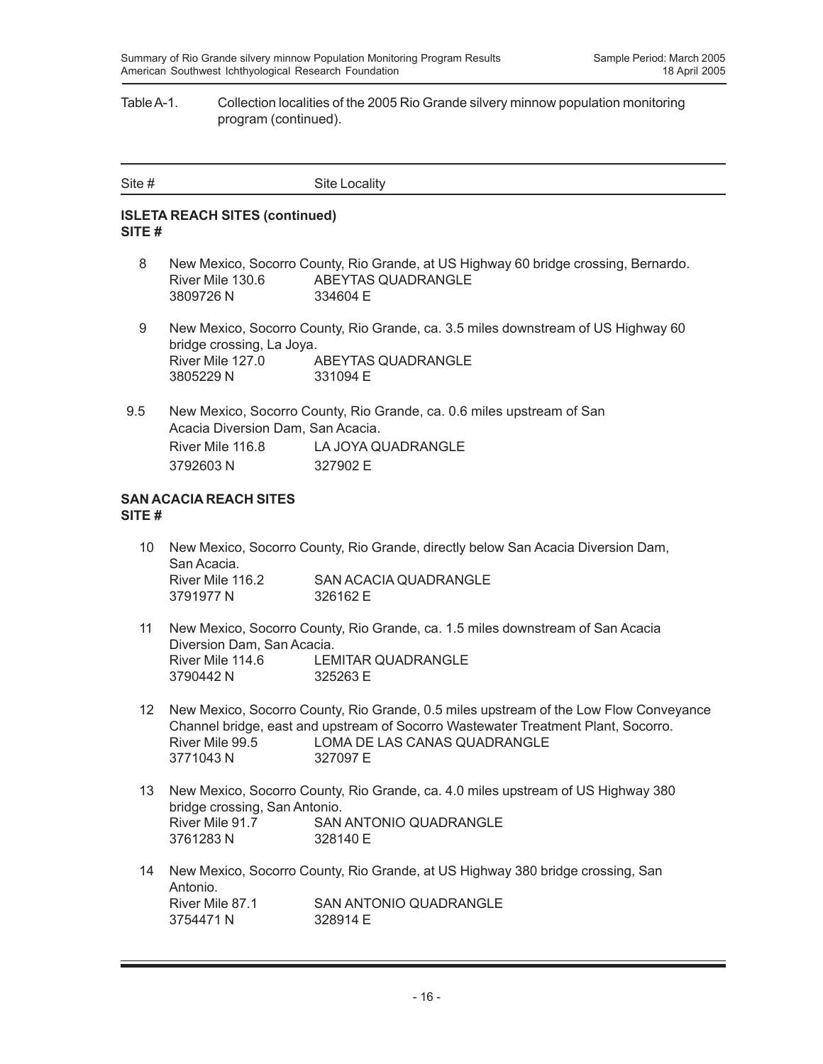Table A-1. Collection localities of the 2005 Rio Grande silvery minnow population monitoring program (continued).

| Site # | Site Locality |
|---|---|

**ISLETA REACH SITES (continued)**
**SITE #**

8 New Mexico, Socorro County, Rio Grande, at US Highway 60 bridge crossing, Bernardo.
River Mile 130.6 ABEYTAS QUADRANGLE
3809726 N 334604 E

9 New Mexico, Socorro County, Rio Grande, ca. 3.5 miles downstream of US Highway 60 bridge crossing, La Joya.
River Mile 127.0 ABEYTAS QUADRANGLE
3805229 N 331094 E

9.5 New Mexico, Socorro County, Rio Grande, ca. 0.6 miles upstream of San Acacia Diversion Dam, San Acacia.
River Mile 116.8 LA JOYA QUADRANGLE
3792603 N 327902 E

**SAN ACACIA REACH SITES**
**SITE #**

10 New Mexico, Socorro County, Rio Grande, directly below San Acacia Diversion Dam, San Acacia.
River Mile 116.2 SAN ACACIA QUADRANGLE
3791977 N 326162 E

11 New Mexico, Socorro County, Rio Grande, ca. 1.5 miles downstream of San Acacia Diversion Dam, San Acacia.
River Mile 114.6 LEMITAR QUADRANGLE
3790442 N 325263 E

12 New Mexico, Socorro County, Rio Grande, 0.5 miles upstream of the Low Flow Conveyance Channel bridge, east and upstream of Socorro Wastewater Treatment Plant, Socorro.
River Mile 99.5 LOMA DE LAS CANAS QUADRANGLE
3771043 N 327097 E

13 New Mexico, Socorro County, Rio Grande, ca. 4.0 miles upstream of US Highway 380 bridge crossing, San Antonio.
River Mile 91.7 SAN ANTONIO QUADRANGLE
3761283 N 328140 E

14 New Mexico, Socorro County, Rio Grande, at US Highway 380 bridge crossing, San Antonio.
River Mile 87.1 SAN ANTONIO QUADRANGLE
3754471 N 328914 E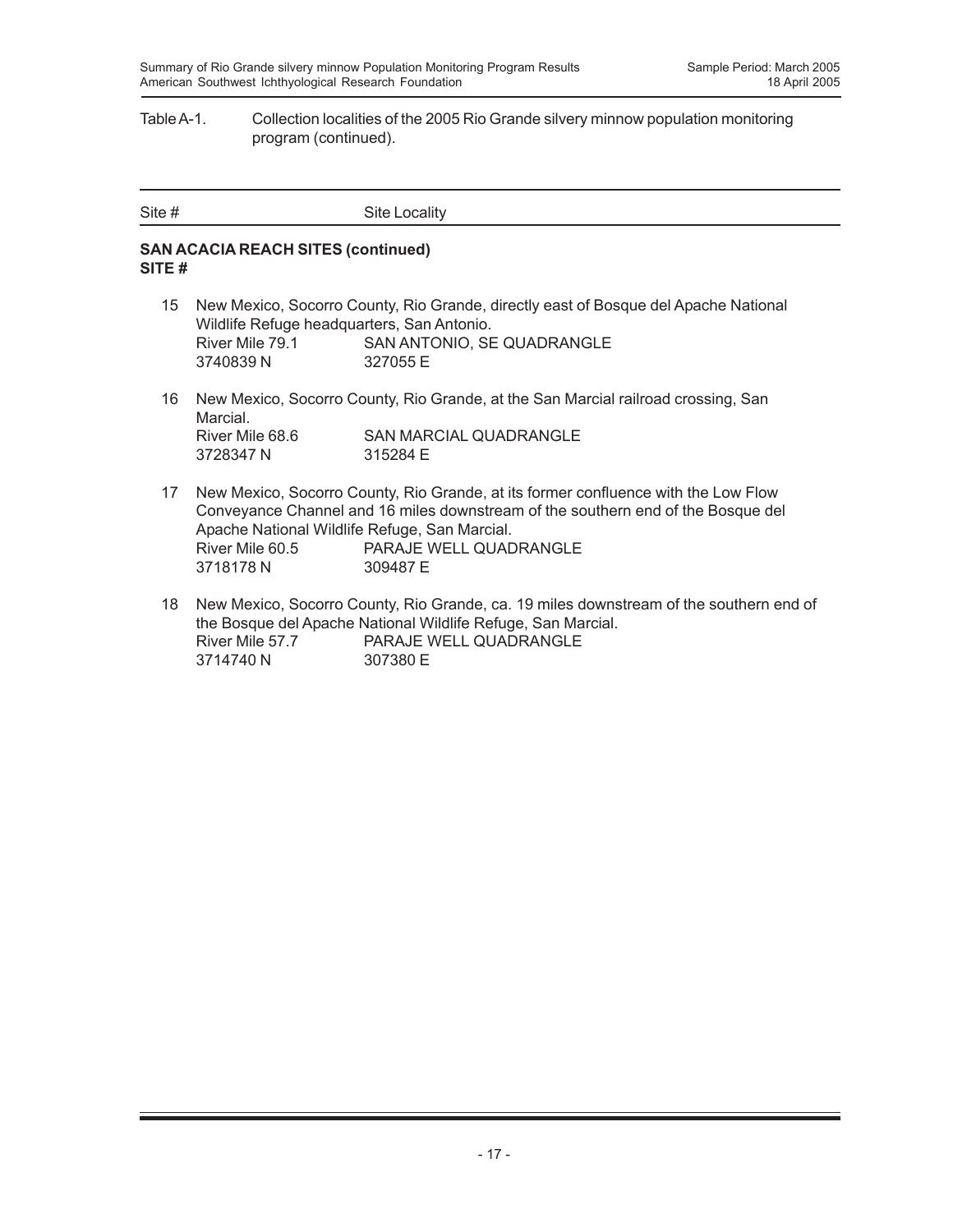Table A-1. Collection localities of the 2005 Rio Grande silvery minnow population monitoring program (continued).

| Site # | Site Locality |
|---|---|

**SAN ACACIA REACH SITES (continued)**
**SITE #**

15 New Mexico, Socorro County, Rio Grande, directly east of Bosque del Apache National Wildlife Refuge headquarters, San Antonio.
River Mile 79.1 SAN ANTONIO, SE QUADRANGLE
3740839 N 327055 E

16 New Mexico, Socorro County, Rio Grande, at the San Marcial railroad crossing, San Marcial.
River Mile 68.6 SAN MARCIAL QUADRANGLE
3728347 N 315284 E

17 New Mexico, Socorro County, Rio Grande, at its former confluence with the Low Flow Conveyance Channel and 16 miles downstream of the southern end of the Bosque del Apache National Wildlife Refuge, San Marcial.
River Mile 60.5 PARAJE WELL QUADRANGLE
3718178 N 309487 E

18 New Mexico, Socorro County, Rio Grande, ca. 19 miles downstream of the southern end of the Bosque del Apache National Wildlife Refuge, San Marcial.
River Mile 57.7 PARAJE WELL QUADRANGLE
3714740 N 307380 E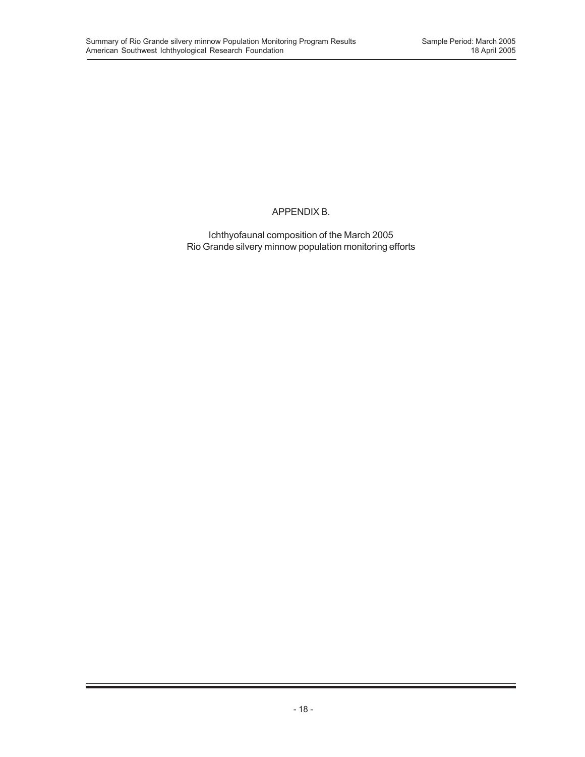# APPENDIX B.

Ichthyofaunal composition of the March 2005
Rio Grande silvery minnow population monitoring efforts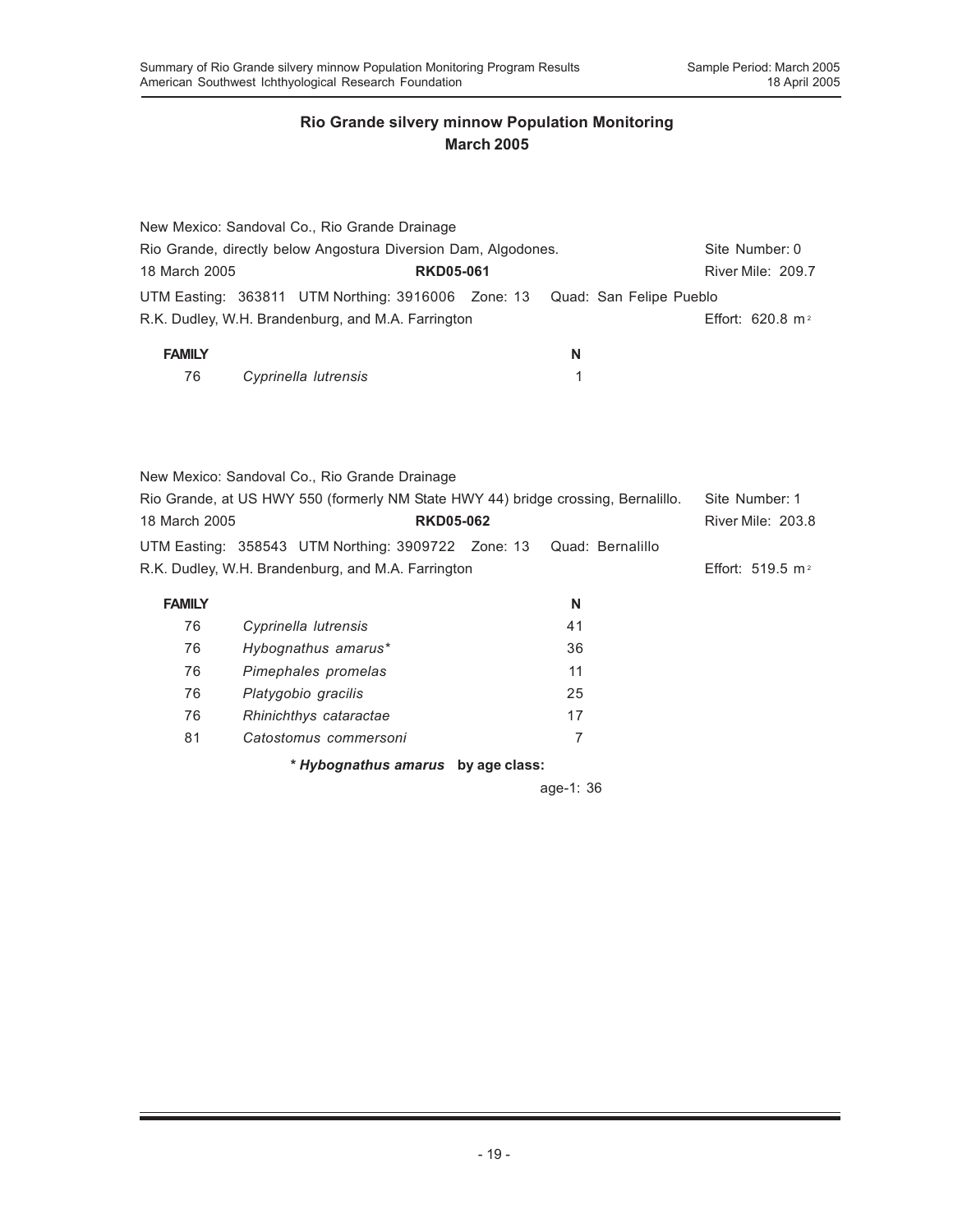## Rio Grande silvery minnow Population Monitoring
## March 2005

New Mexico: Sandoval Co., Rio Grande Drainage
Rio Grande, directly below Angostura Diversion Dam, Algodones. Site Number: 0
18 March 2005 **RKD05-061** River Mile: 209.7
UTM Easting: 363811 UTM Northing: 3916006 Zone: 13 Quad: San Felipe Pueblo
R.K. Dudley, W.H. Brandenburg, and M.A. Farrington Effort: 620.8 $m^2$

| FAMILY | | N |
|---|---|---|
| 76 | *Cyprinella lutrensis* | 1 |

New Mexico: Sandoval Co., Rio Grande Drainage
Rio Grande, at US HWY 550 (formerly NM State HWY 44) bridge crossing, Bernalillo. Site Number: 1
18 March 2005 **RKD05-062** River Mile: 203.8
UTM Easting: 358543 UTM Northing: 3909722 Zone: 13 Quad: Bernalillo
R.K. Dudley, W.H. Brandenburg, and M.A. Farrington Effort: 519.5 $m^2$

| FAMILY | | N |
|---|---|---|
| 76 | *Cyprinella lutrensis* | 41 |
| 76 | *Hybognathus amarus** | 36 |
| 76 | *Pimephales promelas* | 11 |
| 76 | *Platygobio gracilis* | 25 |
| 76 | *Rhinichthys cataractae* | 17 |
| 81 | *Catostomus commersoni* | 7 |

**\* *Hybognathus amarus* by age class:**

age-1: 36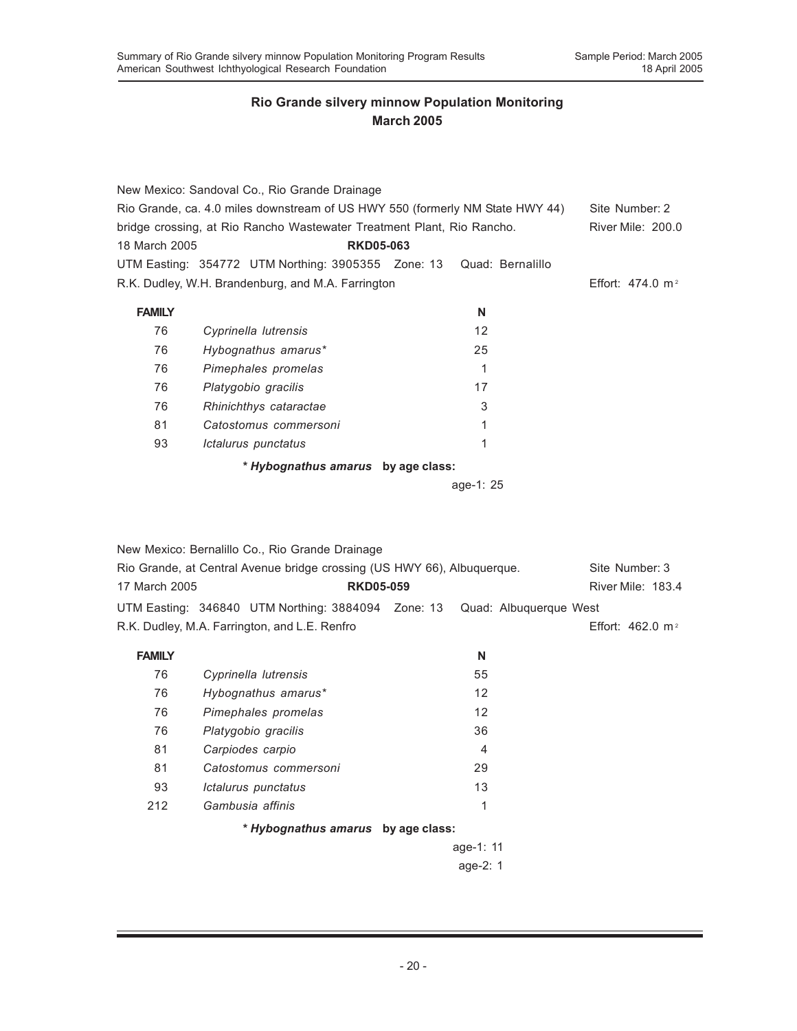## Rio Grande silvery minnow Population Monitoring
## March 2005

New Mexico: Sandoval Co., Rio Grande Drainage
Rio Grande, ca. 4.0 miles downstream of US HWY 550 (formerly NM State HWY 44) bridge crossing, at Rio Rancho Wastewater Treatment Plant, Rio Rancho.
Site Number: 2
River Mile: 200.0
18 March 2005 **RKD05-063**
UTM Easting: 354772 UTM Northing: 3905355 Zone: 13 Quad: Bernalillo
R.K. Dudley, W.H. Brandenburg, and M.A. Farrington
Effort: 474.0 $m^2$

| FAMILY | | N |
|---|---|---|
| 76 | *Cyprinella lutrensis* | 12 |
| 76 | *Hybognathus amarus** | 25 |
| 76 | *Pimephales promelas* | 1 |
| 76 | *Platygobio gracilis* | 17 |
| 76 | *Rhinichthys cataractae* | 3 |
| 81 | *Catostomus commersoni* | 1 |
| 93 | *Ictalurus punctatus* | 1 |

**\* *Hybognathus amarus* by age class:**

age-1: 25

New Mexico: Bernalillo Co., Rio Grande Drainage
Rio Grande, at Central Avenue bridge crossing (US HWY 66), Albuquerque.
Site Number: 3
River Mile: 183.4
17 March 2005 **RKD05-059**
UTM Easting: 346840 UTM Northing: 3884094 Zone: 13 Quad: Albuquerque West
R.K. Dudley, M.A. Farrington, and L.E. Renfro
Effort: 462.0 $m^2$

| FAMILY | | N |
|---|---|---|
| 76 | *Cyprinella lutrensis* | 55 |
| 76 | *Hybognathus amarus** | 12 |
| 76 | *Pimephales promelas* | 12 |
| 76 | *Platygobio gracilis* | 36 |
| 81 | *Carpiodes carpio* | 4 |
| 81 | *Catostomus commersoni* | 29 |
| 93 | *Ictalurus punctatus* | 13 |
| 212 | *Gambusia affinis* | 1 |

**\* *Hybognathus amarus* by age class:**

age-1: 11
age-2: 1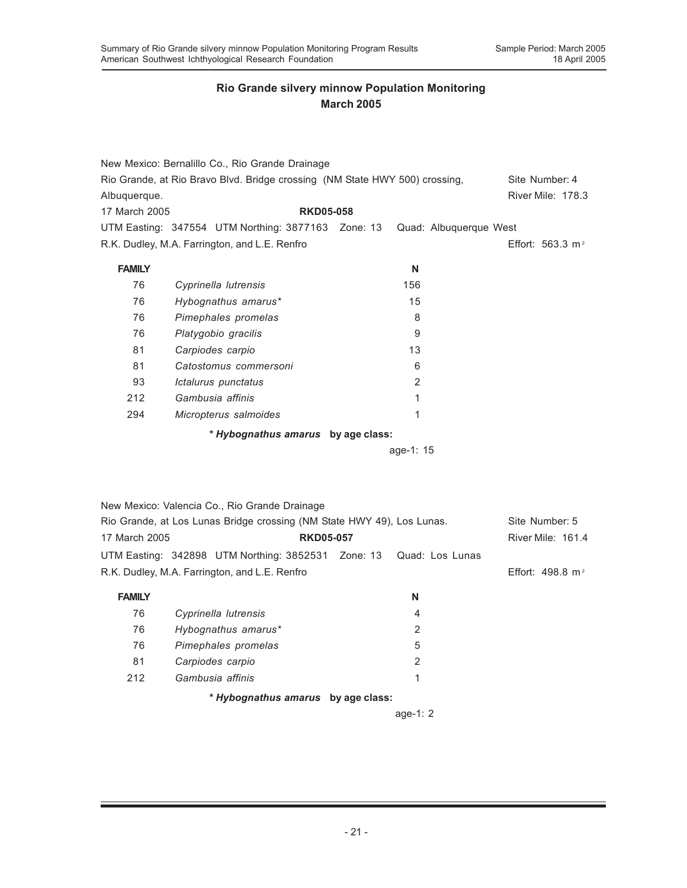## Rio Grande silvery minnow Population Monitoring
## March 2005

New Mexico: Bernalillo Co., Rio Grande Drainage
Rio Grande, at Rio Bravo Blvd. Bridge crossing (NM State HWY 500) crossing, Albuquerque. — Site Number: 4 — River Mile: 178.3
17 March 2005 — **RKD05-058**
UTM Easting: 347554 UTM Northing: 3877163 Zone: 13 Quad: Albuquerque West
R.K. Dudley, M.A. Farrington, and L.E. Renfro — Effort: 563.3 m²

| FAMILY | | N |
|---|---|---|
| 76 | *Cyprinella lutrensis* | 156 |
| 76 | *Hybognathus amarus** | 15 |
| 76 | *Pimephales promelas* | 8 |
| 76 | *Platygobio gracilis* | 9 |
| 81 | *Carpiodes carpio* | 13 |
| 81 | *Catostomus commersoni* | 6 |
| 93 | *Ictalurus punctatus* | 2 |
| 212 | *Gambusia affinis* | 1 |
| 294 | *Micropterus salmoides* | 1 |

**\* *Hybognathus amarus* by age class:**

age-1: 15

New Mexico: Valencia Co., Rio Grande Drainage
Rio Grande, at Los Lunas Bridge crossing (NM State HWY 49), Los Lunas. — Site Number: 5
17 March 2005 — **RKD05-057** — River Mile: 161.4
UTM Easting: 342898 UTM Northing: 3852531 Zone: 13 Quad: Los Lunas
R.K. Dudley, M.A. Farrington, and L.E. Renfro — Effort: 498.8 m²

| FAMILY | | N |
|---|---|---|
| 76 | *Cyprinella lutrensis* | 4 |
| 76 | *Hybognathus amarus** | 2 |
| 76 | *Pimephales promelas* | 5 |
| 81 | *Carpiodes carpio* | 2 |
| 212 | *Gambusia affinis* | 1 |

**\* *Hybognathus amarus* by age class:**

age-1: 2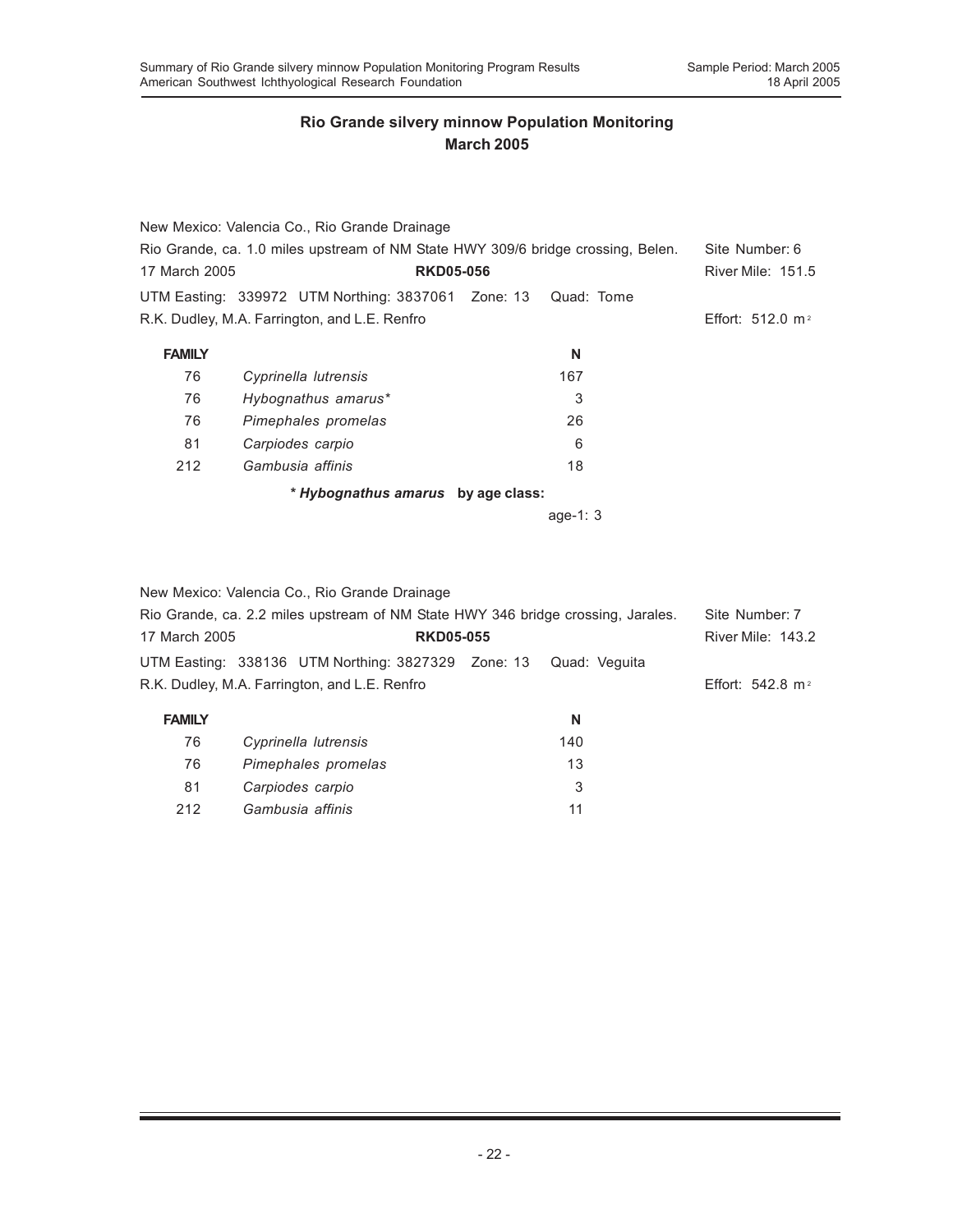## Rio Grande silvery minnow Population Monitoring
## March 2005

New Mexico: Valencia Co., Rio Grande Drainage
Rio Grande, ca. 1.0 miles upstream of NM State HWY 309/6 bridge crossing, Belen. Site Number: 6
17 March 2005 **RKD05-056** River Mile: 151.5
UTM Easting: 339972 UTM Northing: 3837061 Zone: 13 Quad: Tome
R.K. Dudley, M.A. Farrington, and L.E. Renfro Effort: 512.0 $m^2$

| **FAMILY** | | **N** |
|---|---|---|
| 76 | *Cyprinella lutrensis* | 167 |
| 76 | *Hybognathus amarus** | 3 |
| 76 | *Pimephales promelas* | 26 |
| 81 | *Carpiodes carpio* | 6 |
| 212 | *Gambusia affinis* | 18 |

***Hybognathus amarus* by age class:**

age-1: 3

New Mexico: Valencia Co., Rio Grande Drainage
Rio Grande, ca. 2.2 miles upstream of NM State HWY 346 bridge crossing, Jarales. Site Number: 7
17 March 2005 **RKD05-055** River Mile: 143.2
UTM Easting: 338136 UTM Northing: 3827329 Zone: 13 Quad: Veguita
R.K. Dudley, M.A. Farrington, and L.E. Renfro Effort: 542.8 $m^2$

| **FAMILY** | | **N** |
|---|---|---|
| 76 | *Cyprinella lutrensis* | 140 |
| 76 | *Pimephales promelas* | 13 |
| 81 | *Carpiodes carpio* | 3 |
| 212 | *Gambusia affinis* | 11 |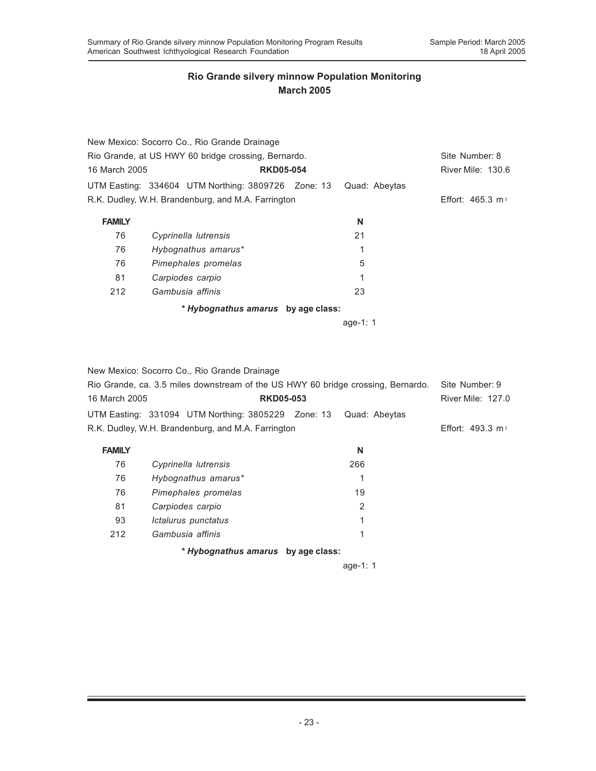## Rio Grande silvery minnow Population Monitoring
## March 2005

New Mexico: Socorro Co., Rio Grande Drainage
Rio Grande, at US HWY 60 bridge crossing, Bernardo. Site Number: 8
16 March 2005 **RKD05-054** River Mile: 130.6
UTM Easting: 334604 UTM Northing: 3809726 Zone: 13 Quad: Abeytas
R.K. Dudley, W.H. Brandenburg, and M.A. Farrington Effort: 465.3 $m^2$

| **FAMILY** | | **N** |
|---|---|---|
| 76 | *Cyprinella lutrensis* | 21 |
| 76 | *Hybognathus amarus** | 1 |
| 76 | *Pimephales promelas* | 5 |
| 81 | *Carpiodes carpio* | 1 |
| 212 | *Gambusia affinis* | 23 |

**\* *Hybognathus amarus* by age class:**

age-1: 1

New Mexico: Socorro Co., Rio Grande Drainage
Rio Grande, ca. 3.5 miles downstream of the US HWY 60 bridge crossing, Bernardo. Site Number: 9
16 March 2005 **RKD05-053** River Mile: 127.0
UTM Easting: 331094 UTM Northing: 3805229 Zone: 13 Quad: Abeytas
R.K. Dudley, W.H. Brandenburg, and M.A. Farrington Effort: 493.3 $m^2$

| **FAMILY** | | **N** |
|---|---|---|
| 76 | *Cyprinella lutrensis* | 266 |
| 76 | *Hybognathus amarus** | 1 |
| 76 | *Pimephales promelas* | 19 |
| 81 | *Carpiodes carpio* | 2 |
| 93 | *Ictalurus punctatus* | 1 |
| 212 | *Gambusia affinis* | 1 |

**\* *Hybognathus amarus* by age class:**

age-1: 1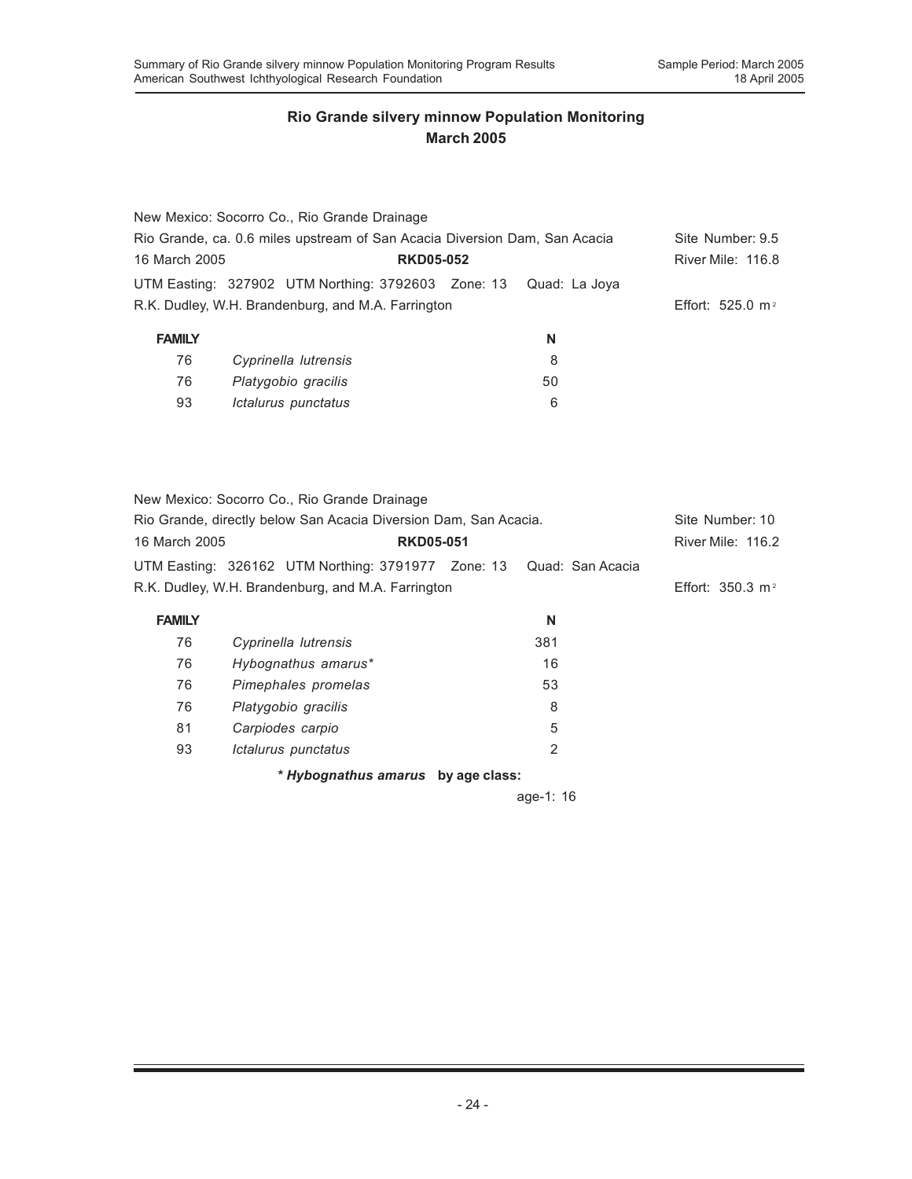## Rio Grande silvery minnow Population Monitoring
## March 2005

New Mexico: Socorro Co., Rio Grande Drainage
Rio Grande, ca. 0.6 miles upstream of San Acacia Diversion Dam, San Acacia — Site Number: 9.5
16 March 2005 — **RKD05-052** — River Mile: 116.8
UTM Easting: 327902 UTM Northing: 3792603 Zone: 13 Quad: La Joya
R.K. Dudley, W.H. Brandenburg, and M.A. Farrington — Effort: 525.0 $m^2$

| FAMILY | | N |
|---|---|---|
| 76 | *Cyprinella lutrensis* | 8 |
| 76 | *Platygobio gracilis* | 50 |
| 93 | *Ictalurus punctatus* | 6 |

New Mexico: Socorro Co., Rio Grande Drainage
Rio Grande, directly below San Acacia Diversion Dam, San Acacia. — Site Number: 10
16 March 2005 — **RKD05-051** — River Mile: 116.2
UTM Easting: 326162 UTM Northing: 3791977 Zone: 13 Quad: San Acacia
R.K. Dudley, W.H. Brandenburg, and M.A. Farrington — Effort: 350.3 $m^2$

| FAMILY | | N |
|---|---|---|
| 76 | *Cyprinella lutrensis* | 381 |
| 76 | *Hybognathus amarus** | 16 |
| 76 | *Pimephales promelas* | 53 |
| 76 | *Platygobio gracilis* | 8 |
| 81 | *Carpiodes carpio* | 5 |
| 93 | *Ictalurus punctatus* | 2 |

**\* *Hybognathus amarus* by age class:**

age-1: 16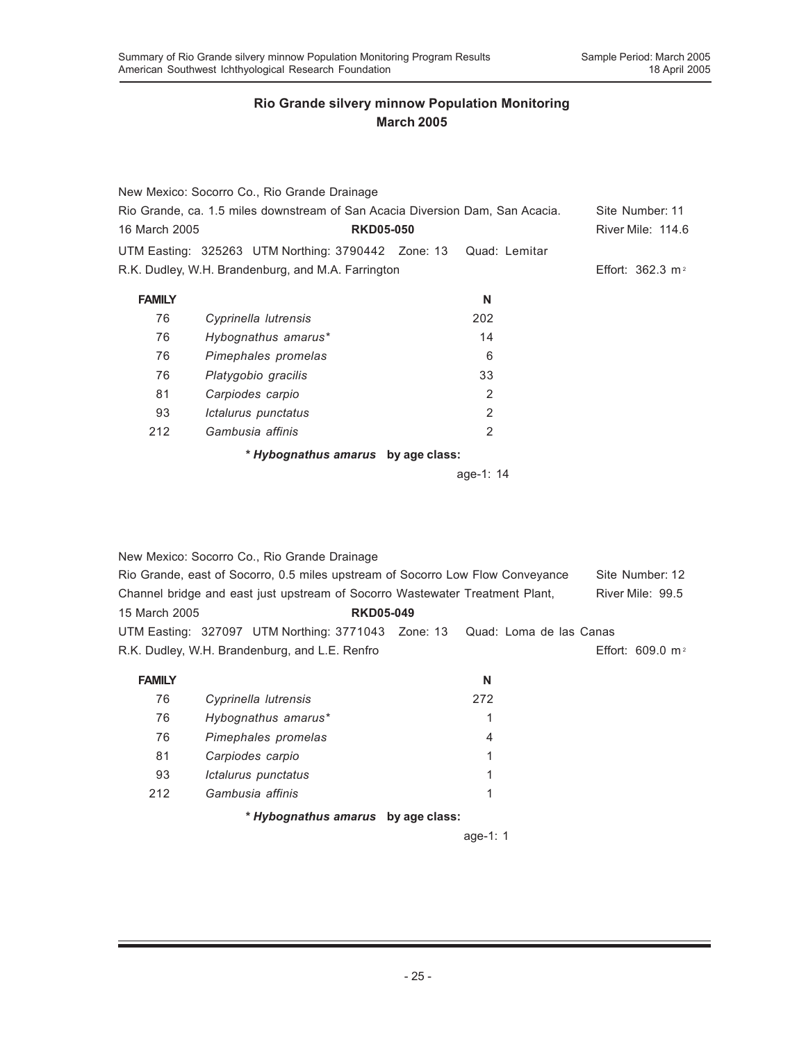## Rio Grande silvery minnow Population Monitoring
## March 2005

New Mexico: Socorro Co., Rio Grande Drainage
Rio Grande, ca. 1.5 miles downstream of San Acacia Diversion Dam, San Acacia. Site Number: 11
16 March 2005 **RKD05-050** River Mile: 114.6
UTM Easting: 325263 UTM Northing: 3790442 Zone: 13 Quad: Lemitar
R.K. Dudley, W.H. Brandenburg, and M.A. Farrington Effort: 362.3 $m^2$

| FAMILY | | N |
|---|---|---|
| 76 | *Cyprinella lutrensis* | 202 |
| 76 | *Hybognathus amarus** | 14 |
| 76 | *Pimephales promelas* | 6 |
| 76 | *Platygobio gracilis* | 33 |
| 81 | *Carpiodes carpio* | 2 |
| 93 | *Ictalurus punctatus* | 2 |
| 212 | *Gambusia affinis* | 2 |

**\* *Hybognathus amarus* by age class:**

age-1: 14

New Mexico: Socorro Co., Rio Grande Drainage
Rio Grande, east of Socorro, 0.5 miles upstream of Socorro Low Flow Conveyance Site Number: 12
Channel bridge and east just upstream of Socorro Wastewater Treatment Plant, River Mile: 99.5
15 March 2005 **RKD05-049**
UTM Easting: 327097 UTM Northing: 3771043 Zone: 13 Quad: Loma de las Canas
R.K. Dudley, W.H. Brandenburg, and L.E. Renfro Effort: 609.0 $m^2$

| FAMILY | | N |
|---|---|---|
| 76 | *Cyprinella lutrensis* | 272 |
| 76 | *Hybognathus amarus** | 1 |
| 76 | *Pimephales promelas* | 4 |
| 81 | *Carpiodes carpio* | 1 |
| 93 | *Ictalurus punctatus* | 1 |
| 212 | *Gambusia affinis* | 1 |

**\* *Hybognathus amarus* by age class:**

age-1: 1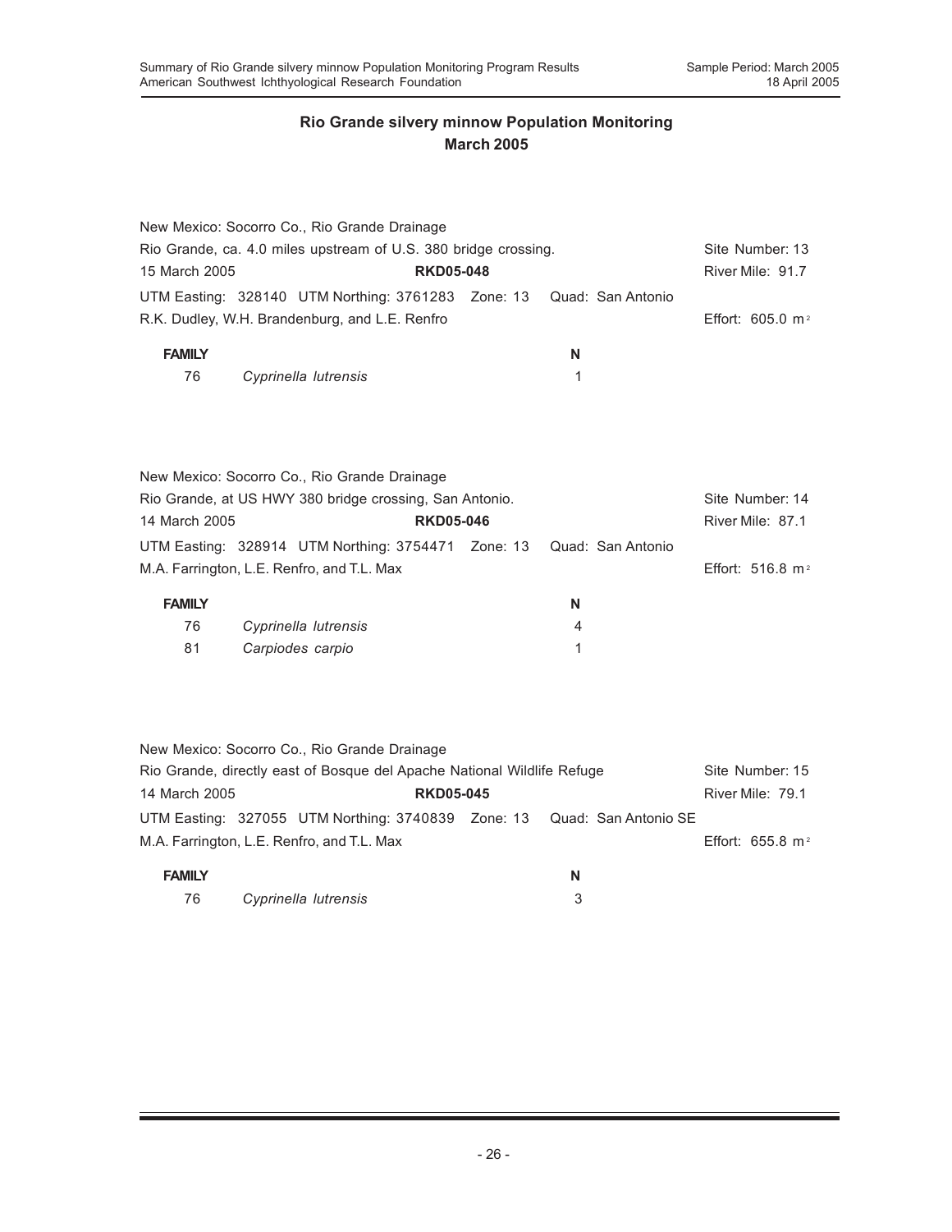## Rio Grande silvery minnow Population Monitoring
## March 2005

New Mexico: Socorro Co., Rio Grande Drainage
Rio Grande, ca. 4.0 miles upstream of U.S. 380 bridge crossing. Site Number: 13
15 March 2005 **RKD05-048** River Mile: 91.7
UTM Easting: 328140 UTM Northing: 3761283 Zone: 13 Quad: San Antonio
R.K. Dudley, W.H. Brandenburg, and L.E. Renfro Effort: 605.0 $m^2$

| FAMILY | | N |
|---|---|---|
| 76 | *Cyprinella lutrensis* | 1 |

New Mexico: Socorro Co., Rio Grande Drainage
Rio Grande, at US HWY 380 bridge crossing, San Antonio. Site Number: 14
14 March 2005 **RKD05-046** River Mile: 87.1
UTM Easting: 328914 UTM Northing: 3754471 Zone: 13 Quad: San Antonio
M.A. Farrington, L.E. Renfro, and T.L. Max Effort: 516.8 $m^2$

| FAMILY | | N |
|---|---|---|
| 76 | *Cyprinella lutrensis* | 4 |
| 81 | *Carpiodes carpio* | 1 |

New Mexico: Socorro Co., Rio Grande Drainage
Rio Grande, directly east of Bosque del Apache National Wildlife Refuge Site Number: 15
14 March 2005 **RKD05-045** River Mile: 79.1
UTM Easting: 327055 UTM Northing: 3740839 Zone: 13 Quad: San Antonio SE
M.A. Farrington, L.E. Renfro, and T.L. Max Effort: 655.8 $m^2$

| FAMILY | | N |
|---|---|---|
| 76 | *Cyprinella lutrensis* | 3 |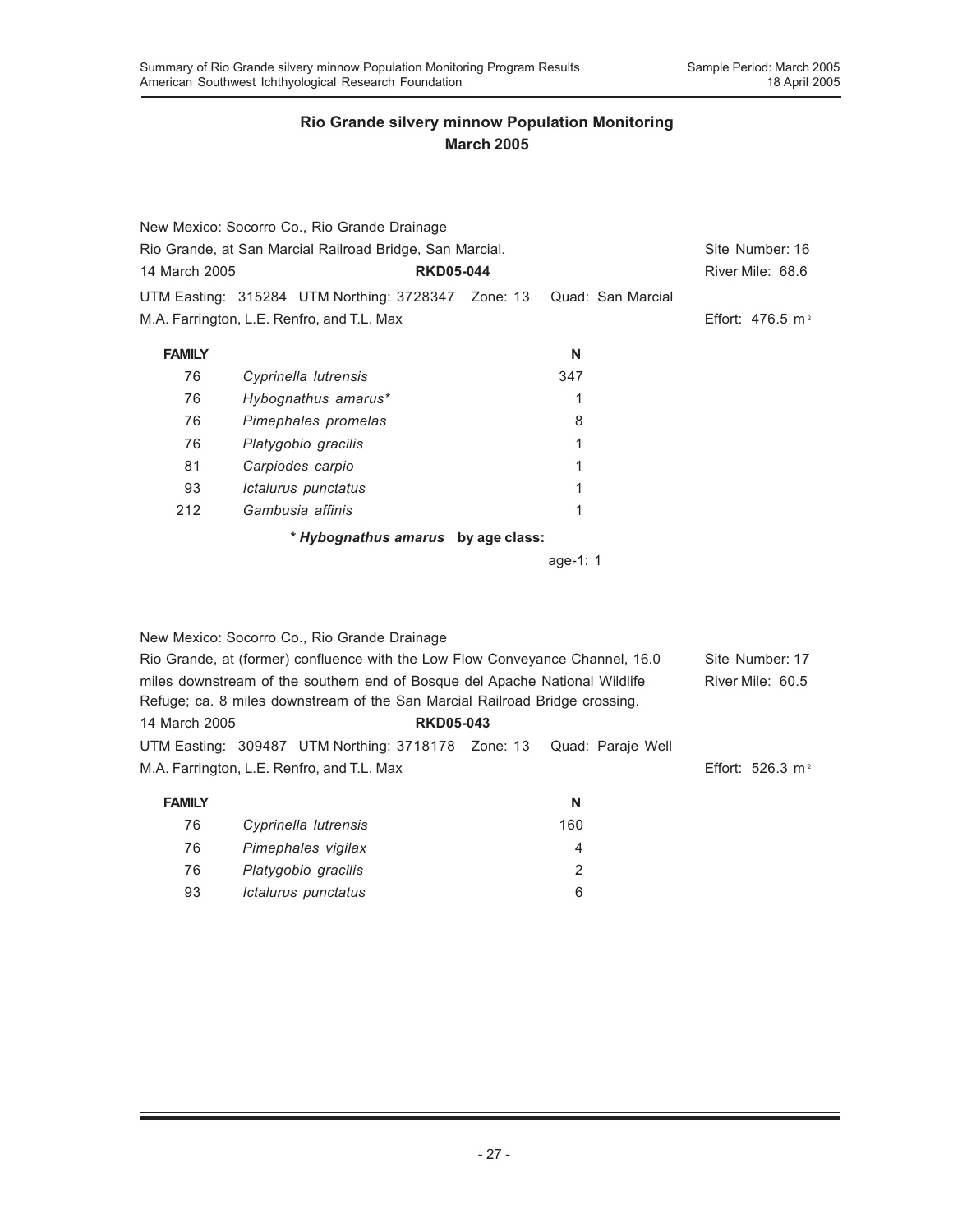## Rio Grande silvery minnow Population Monitoring
## March 2005

New Mexico: Socorro Co., Rio Grande Drainage
Rio Grande, at San Marcial Railroad Bridge, San Marcial. — Site Number: 16
14 March 2005 — **RKD05-044** — River Mile: 68.6
UTM Easting: 315284 UTM Northing: 3728347 Zone: 13 Quad: San Marcial
M.A. Farrington, L.E. Renfro, and T.L. Max — Effort: 476.5 $m^2$

| FAMILY | | N |
|---|---|---|
| 76 | *Cyprinella lutrensis* | 347 |
| 76 | *Hybognathus amarus** | 1 |
| 76 | *Pimephales promelas* | 8 |
| 76 | *Platygobio gracilis* | 1 |
| 81 | *Carpiodes carpio* | 1 |
| 93 | *Ictalurus punctatus* | 1 |
| 212 | *Gambusia affinis* | 1 |

**\* *Hybognathus amarus* by age class:**

age-1: 1

New Mexico: Socorro Co., Rio Grande Drainage
Rio Grande, at (former) confluence with the Low Flow Conveyance Channel, 16.0 miles downstream of the southern end of Bosque del Apache National Wildlife Refuge; ca. 8 miles downstream of the San Marcial Railroad Bridge crossing. — Site Number: 17 — River Mile: 60.5
14 March 2005 — **RKD05-043**
UTM Easting: 309487 UTM Northing: 3718178 Zone: 13 Quad: Paraje Well
M.A. Farrington, L.E. Renfro, and T.L. Max — Effort: 526.3 $m^2$

| FAMILY | | N |
|---|---|---|
| 76 | *Cyprinella lutrensis* | 160 |
| 76 | *Pimephales vigilax* | 4 |
| 76 | *Platygobio gracilis* | 2 |
| 93 | *Ictalurus punctatus* | 6 |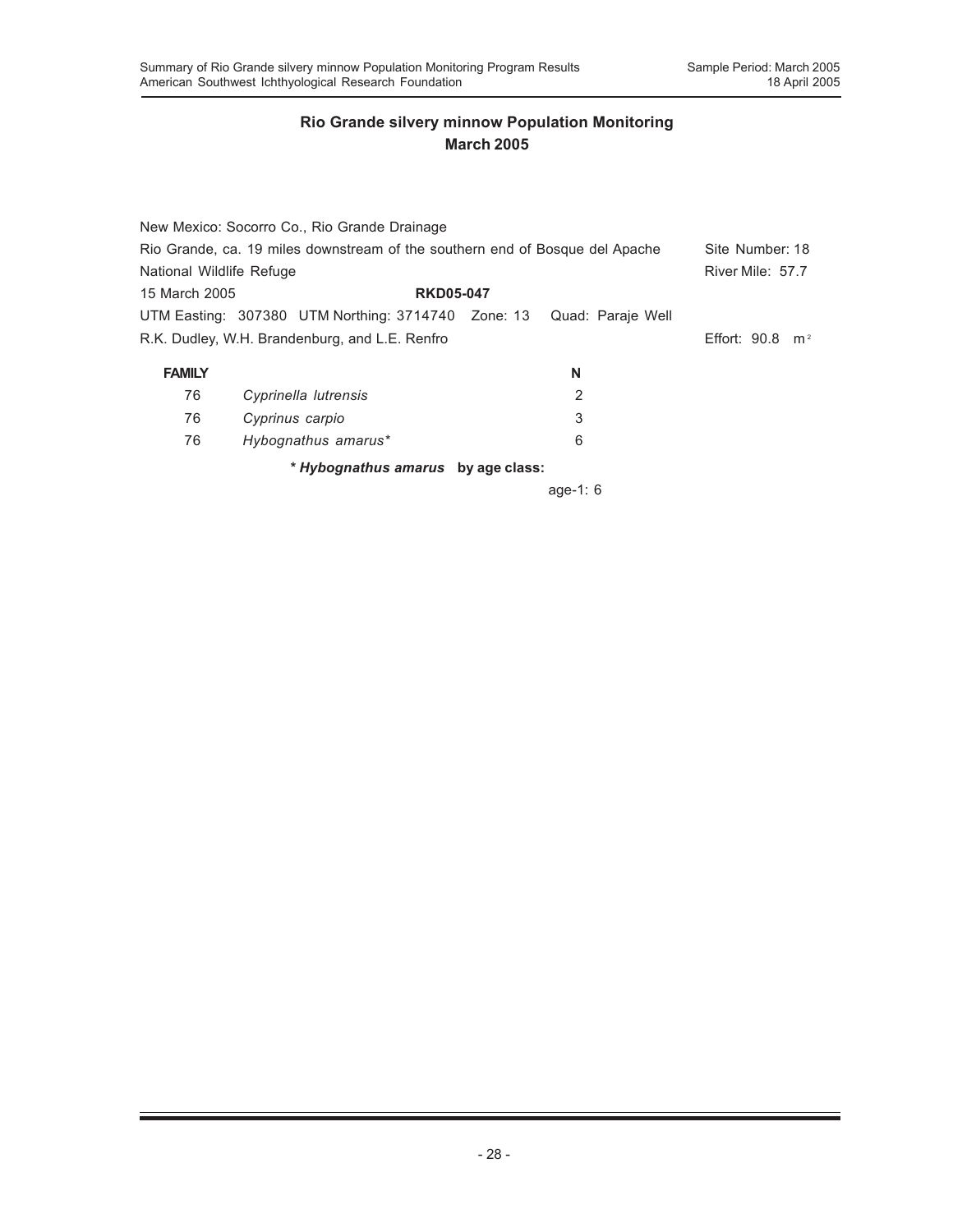## Rio Grande silvery minnow Population Monitoring
## March 2005

New Mexico: Socorro Co., Rio Grande Drainage
Rio Grande, ca. 19 miles downstream of the southern end of Bosque del Apache National Wildlife Refuge — Site Number: 18, River Mile: 57.7
15 March 2005 — **RKD05-047**
UTM Easting: 307380 UTM Northing: 3714740 Zone: 13 Quad: Paraje Well
R.K. Dudley, W.H. Brandenburg, and L.E. Renfro — Effort: 90.8 $m^2$

| FAMILY | | N |
|---|---|---|
| 76 | *Cyprinella lutrensis* | 2 |
| 76 | *Cyprinus carpio* | 3 |
| 76 | *Hybognathus amarus** | 6 |

**\* *Hybognathus amarus* by age class:**

age-1: 6